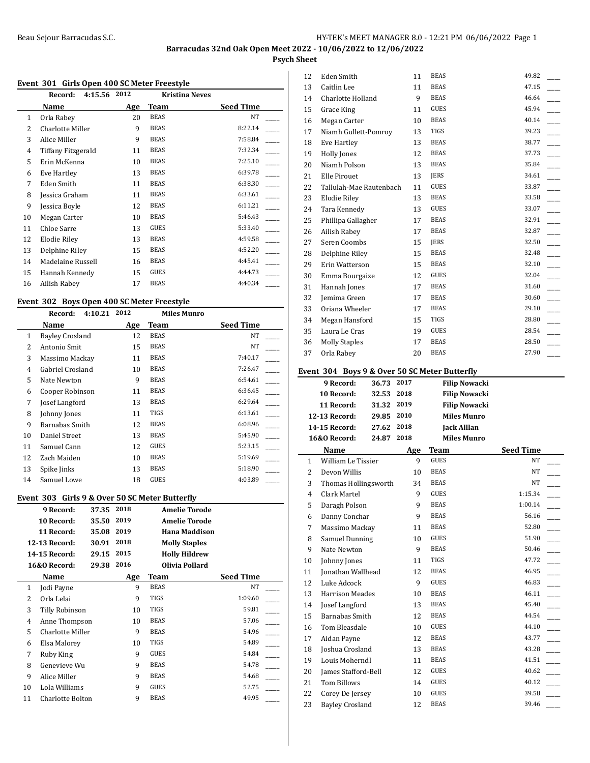**Barracudas 32nd Oak Open Meet 2022 - 10/06/2022 to 12/06/2022**

**Psych Sheet**

### Event 301 Girls Open 400 SC Meter Freestyle

**Record:** 4:15.56 2012 **Kristina Neves**

| | Name | Age | Team | Seed Time |
|---|---|---|---|---|
| 1 | Orla Rabey | 20 | BEAS | NT |
| 2 | Charlotte Miller | 9 | BEAS | 8:22.14 |
| 3 | Alice Miller | 9 | BEAS | 7:58.84 |
| 4 | Tiffany Fitzgerald | 11 | BEAS | 7:32.34 |
| 5 | Erin McKenna | 10 | BEAS | 7:25.10 |
| 6 | Eve Hartley | 13 | BEAS | 6:39.78 |
| 7 | Eden Smith | 11 | BEAS | 6:38.30 |
| 8 | Jessica Graham | 11 | BEAS | 6:33.61 |
| 9 | Jessica Boyle | 12 | BEAS | 6:11.21 |
| 10 | Megan Carter | 10 | BEAS | 5:46.43 |
| 11 | Chloe Sarre | 13 | GUES | 5:33.40 |
| 12 | Elodie Riley | 13 | BEAS | 4:59.58 |
| 13 | Delphine Riley | 15 | BEAS | 4:52.20 |
| 14 | Madelaine Russell | 16 | BEAS | 4:45.41 |
| 15 | Hannah Kennedy | 15 | GUES | 4:44.73 |
| 16 | Ailish Rabey | 17 | BEAS | 4:40.34 |

### Event 302 Boys Open 400 SC Meter Freestyle

**Record:** 4:10.21 2012 **Miles Munro**

| | Name | Age | Team | Seed Time |
|---|---|---|---|---|
| 1 | Bayley Crosland | 12 | BEAS | NT |
| 2 | Antonio Smit | 15 | BEAS | NT |
| 3 | Massimo Mackay | 11 | BEAS | 7:40.17 |
| 4 | Gabriel Crosland | 10 | BEAS | 7:26.47 |
| 5 | Nate Newton | 9 | BEAS | 6:54.61 |
| 6 | Cooper Robinson | 11 | BEAS | 6:36.45 |
| 7 | Josef Langford | 13 | BEAS | 6:29.64 |
| 8 | Johnny Jones | 11 | TIGS | 6:13.61 |
| 9 | Barnabas Smith | 12 | BEAS | 6:08.96 |
| 10 | Daniel Street | 13 | BEAS | 5:45.90 |
| 11 | Samuel Cann | 12 | GUES | 5:23.15 |
| 12 | Zach Maiden | 10 | BEAS | 5:19.69 |
| 13 | Spike Jinks | 13 | BEAS | 5:18.90 |
| 14 | Samuel Lowe | 18 | GUES | 4:03.89 |

### Event 303 Girls 9 & Over 50 SC Meter Butterfly

| Record | Time | Year | Holder |
|---|---|---|---|
| 9 Record: | 37.35 | 2018 | Amelie Torode |
| 10 Record: | 35.50 | 2019 | Amelie Torode |
| 11 Record: | 35.08 | 2019 | Hana Maddison |
| 12-13 Record: | 30.91 | 2018 | Molly Staples |
| 14-15 Record: | 29.15 | 2015 | Holly Hildrew |
| 16&O Record: | 29.38 | 2016 | Olivia Pollard |

| | Name | Age | Team | Seed Time |
|---|---|---|---|---|
| 1 | Jodi Payne | 9 | BEAS | NT |
| 2 | Orla Lelai | 9 | TIGS | 1:09.60 |
| 3 | Tilly Robinson | 10 | TIGS | 59.81 |
| 4 | Anne Thompson | 10 | BEAS | 57.06 |
| 5 | Charlotte Miller | 9 | BEAS | 54.96 |
| 6 | Elsa Malorey | 10 | TIGS | 54.89 |
| 7 | Ruby King | 9 | GUES | 54.84 |
| 8 | Genevieve Wu | 9 | BEAS | 54.78 |
| 9 | Alice Miller | 9 | BEAS | 54.68 |
| 10 | Lola Williams | 9 | GUES | 52.75 |
| 11 | Charlotte Bolton | 9 | BEAS | 49.95 |
| 12 | Eden Smith | 11 | BEAS | 49.82 |
| 13 | Caitlin Lee | 11 | BEAS | 47.15 |
| 14 | Charlotte Holland | 9 | BEAS | 46.64 |
| 15 | Grace King | 11 | GUES | 45.94 |
| 16 | Megan Carter | 10 | BEAS | 40.14 |
| 17 | Niamh Gullett-Pomroy | 13 | TIGS | 39.23 |
| 18 | Eve Hartley | 13 | BEAS | 38.77 |
| 19 | Holly Jones | 12 | BEAS | 37.73 |
| 20 | Niamh Polson | 13 | BEAS | 35.84 |
| 21 | Elle Pirouet | 13 | JERS | 34.61 |
| 22 | Tallulah-Mae Rautenbach | 11 | GUES | 33.87 |
| 23 | Elodie Riley | 13 | BEAS | 33.58 |
| 24 | Tara Kennedy | 13 | GUES | 33.07 |
| 25 | Phillipa Gallagher | 17 | BEAS | 32.91 |
| 26 | Ailish Rabey | 17 | BEAS | 32.87 |
| 27 | Seren Coombs | 15 | JERS | 32.50 |
| 28 | Delphine Riley | 15 | BEAS | 32.48 |
| 29 | Erin Watterson | 15 | BEAS | 32.10 |
| 30 | Emma Bourgaize | 12 | GUES | 32.04 |
| 31 | Hannah Jones | 17 | BEAS | 31.60 |
| 32 | Jemima Green | 17 | BEAS | 30.60 |
| 33 | Oriana Wheeler | 17 | BEAS | 29.10 |
| 34 | Megan Hansford | 15 | TIGS | 28.80 |
| 35 | Laura Le Cras | 19 | GUES | 28.54 |
| 36 | Molly Staples | 17 | BEAS | 28.50 |
| 37 | Orla Rabey | 20 | BEAS | 27.90 |

### Event 304 Boys 9 & Over 50 SC Meter Butterfly

| Record | Time | Year | Holder |
|---|---|---|---|
| 9 Record: | 36.73 | 2017 | Filip Nowacki |
| 10 Record: | 32.53 | 2018 | Filip Nowacki |
| 11 Record: | 31.32 | 2019 | Filip Nowacki |
| 12-13 Record: | 29.85 | 2010 | Miles Munro |
| 14-15 Record: | 27.62 | 2018 | Jack Alllan |
| 16&O Record: | 24.87 | 2018 | Miles Munro |

| | Name | Age | Team | Seed Time |
|---|---|---|---|---|
| 1 | William Le Tissier | 9 | GUES | NT |
| 2 | Devon Willis | 10 | BEAS | NT |
| 3 | Thomas Hollingsworth | 34 | BEAS | NT |
| 4 | Clark Martel | 9 | GUES | 1:15.34 |
| 5 | Daragh Polson | 9 | BEAS | 1:00.14 |
| 6 | Danny Conchar | 9 | BEAS | 56.16 |
| 7 | Massimo Mackay | 11 | BEAS | 52.80 |
| 8 | Samuel Dunning | 10 | GUES | 51.90 |
| 9 | Nate Newton | 9 | BEAS | 50.46 |
| 10 | Johnny Jones | 11 | TIGS | 47.72 |
| 11 | Jonathan Wallhead | 12 | BEAS | 46.95 |
| 12 | Luke Adcock | 9 | GUES | 46.83 |
| 13 | Harrison Meades | 10 | BEAS | 46.11 |
| 14 | Josef Langford | 13 | BEAS | 45.40 |
| 15 | Barnabas Smith | 12 | BEAS | 44.54 |
| 16 | Tom Bleasdale | 10 | GUES | 44.10 |
| 17 | Aidan Payne | 12 | BEAS | 43.77 |
| 18 | Joshua Crosland | 13 | BEAS | 43.28 |
| 19 | Louis Moherndl | 11 | BEAS | 41.51 |
| 20 | James Stafford-Bell | 12 | GUES | 40.62 |
| 21 | Tom Billows | 14 | GUES | 40.12 |
| 22 | Corey De Jersey | 10 | GUES | 39.58 |
| 23 | Bayley Crosland | 12 | BEAS | 39.46 |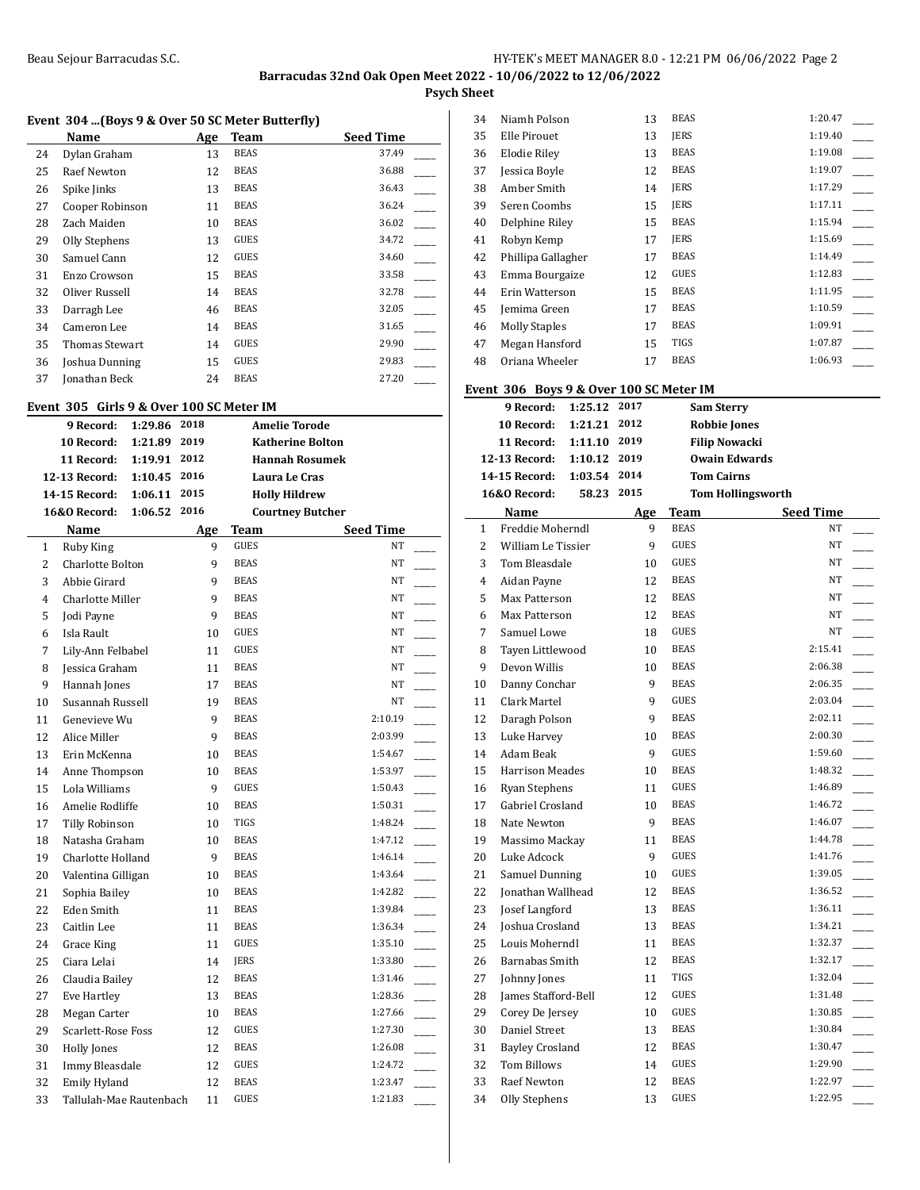Barracudas 32nd Oak Open Meet 2022 - 10/06/2022 to 12/06/2022

**Psych Sheet**

### Event 304 ...(Boys 9 & Over 50 SC Meter Butterfly)

| | Name | Age | Team | Seed Time |
|---|---|---|---|---|
| 24 | Dylan Graham | 13 | BEAS | 37.49 |
| 25 | Raef Newton | 12 | BEAS | 36.88 |
| 26 | Spike Jinks | 13 | BEAS | 36.43 |
| 27 | Cooper Robinson | 11 | BEAS | 36.24 |
| 28 | Zach Maiden | 10 | BEAS | 36.02 |
| 29 | Olly Stephens | 13 | GUES | 34.72 |
| 30 | Samuel Cann | 12 | GUES | 34.60 |
| 31 | Enzo Crowson | 15 | BEAS | 33.58 |
| 32 | Oliver Russell | 14 | BEAS | 32.78 |
| 33 | Darragh Lee | 46 | BEAS | 32.05 |
| 34 | Cameron Lee | 14 | BEAS | 31.65 |
| 35 | Thomas Stewart | 14 | GUES | 29.90 |
| 36 | Joshua Dunning | 15 | GUES | 29.83 |
| 37 | Jonathan Beck | 24 | BEAS | 27.20 |

### Event 305 Girls 9 & Over 100 SC Meter IM

| Record | Time | Year | Holder |
|---|---|---|---|
| 9 Record: | 1:29.86 | 2018 | Amelie Torode |
| 10 Record: | 1:21.89 | 2019 | Katherine Bolton |
| 11 Record: | 1:19.91 | 2012 | Hannah Rosumek |
| 12-13 Record: | 1:10.45 | 2016 | Laura Le Cras |
| 14-15 Record: | 1:06.11 | 2015 | Holly Hildrew |
| 16&O Record: | 1:06.52 | 2016 | Courtney Butcher |

| | Name | Age | Team | Seed Time |
|---|---|---|---|---|
| 1 | Ruby King | 9 | GUES | NT |
| 2 | Charlotte Bolton | 9 | BEAS | NT |
| 3 | Abbie Girard | 9 | BEAS | NT |
| 4 | Charlotte Miller | 9 | BEAS | NT |
| 5 | Jodi Payne | 9 | BEAS | NT |
| 6 | Isla Rault | 10 | GUES | NT |
| 7 | Lily-Ann Felbabel | 11 | GUES | NT |
| 8 | Jessica Graham | 11 | BEAS | NT |
| 9 | Hannah Jones | 17 | BEAS | NT |
| 10 | Susannah Russell | 19 | BEAS | NT |
| 11 | Genevieve Wu | 9 | BEAS | 2:10.19 |
| 12 | Alice Miller | 9 | BEAS | 2:03.99 |
| 13 | Erin McKenna | 10 | BEAS | 1:54.67 |
| 14 | Anne Thompson | 10 | BEAS | 1:53.97 |
| 15 | Lola Williams | 9 | GUES | 1:50.43 |
| 16 | Amelie Rodliffe | 10 | BEAS | 1:50.31 |
| 17 | Tilly Robinson | 10 | TIGS | 1:48.24 |
| 18 | Natasha Graham | 10 | BEAS | 1:47.12 |
| 19 | Charlotte Holland | 9 | BEAS | 1:46.14 |
| 20 | Valentina Gilligan | 10 | BEAS | 1:43.64 |
| 21 | Sophia Bailey | 10 | BEAS | 1:42.82 |
| 22 | Eden Smith | 11 | BEAS | 1:39.84 |
| 23 | Caitlin Lee | 11 | BEAS | 1:36.34 |
| 24 | Grace King | 11 | GUES | 1:35.10 |
| 25 | Ciara Lelai | 14 | JERS | 1:33.80 |
| 26 | Claudia Bailey | 12 | BEAS | 1:31.46 |
| 27 | Eve Hartley | 13 | BEAS | 1:28.36 |
| 28 | Megan Carter | 10 | BEAS | 1:27.66 |
| 29 | Scarlett-Rose Foss | 12 | GUES | 1:27.30 |
| 30 | Holly Jones | 12 | BEAS | 1:26.08 |
| 31 | Immy Bleasdale | 12 | GUES | 1:24.72 |
| 32 | Emily Hyland | 12 | BEAS | 1:23.47 |
| 33 | Tallulah-Mae Rautenbach | 11 | GUES | 1:21.83 |
| 34 | Niamh Polson | 13 | BEAS | 1:20.47 |
| 35 | Elle Pirouet | 13 | JERS | 1:19.40 |
| 36 | Elodie Riley | 13 | BEAS | 1:19.08 |
| 37 | Jessica Boyle | 12 | BEAS | 1:19.07 |
| 38 | Amber Smith | 14 | JERS | 1:17.29 |
| 39 | Seren Coombs | 15 | JERS | 1:17.11 |
| 40 | Delphine Riley | 15 | BEAS | 1:15.94 |
| 41 | Robyn Kemp | 17 | JERS | 1:15.69 |
| 42 | Phillipa Gallagher | 17 | BEAS | 1:14.49 |
| 43 | Emma Bourgaize | 12 | GUES | 1:12.83 |
| 44 | Erin Watterson | 15 | BEAS | 1:11.95 |
| 45 | Jemima Green | 17 | BEAS | 1:10.59 |
| 46 | Molly Staples | 17 | BEAS | 1:09.91 |
| 47 | Megan Hansford | 15 | TIGS | 1:07.87 |
| 48 | Oriana Wheeler | 17 | BEAS | 1:06.93 |

### Event 306 Boys 9 & Over 100 SC Meter IM

| Record | Time | Year | Holder |
|---|---|---|---|
| 9 Record: | 1:25.12 | 2017 | Sam Sterry |
| 10 Record: | 1:21.21 | 2012 | Robbie Jones |
| 11 Record: | 1:11.10 | 2019 | Filip Nowacki |
| 12-13 Record: | 1:10.12 | 2019 | Owain Edwards |
| 14-15 Record: | 1:03.54 | 2014 | Tom Cairns |
| 16&O Record: | 58.23 | 2015 | Tom Hollingsworth |

| | Name | Age | Team | Seed Time |
|---|---|---|---|---|
| 1 | Freddie Moherndl | 9 | BEAS | NT |
| 2 | William Le Tissier | 9 | GUES | NT |
| 3 | Tom Bleasdale | 10 | GUES | NT |
| 4 | Aidan Payne | 12 | BEAS | NT |
| 5 | Max Patterson | 12 | BEAS | NT |
| 6 | Max Patterson | 12 | BEAS | NT |
| 7 | Samuel Lowe | 18 | GUES | NT |
| 8 | Tayen Littlewood | 10 | BEAS | 2:15.41 |
| 9 | Devon Willis | 10 | BEAS | 2:06.38 |
| 10 | Danny Conchar | 9 | BEAS | 2:06.35 |
| 11 | Clark Martel | 9 | GUES | 2:03.04 |
| 12 | Daragh Polson | 9 | BEAS | 2:02.11 |
| 13 | Luke Harvey | 10 | BEAS | 2:00.30 |
| 14 | Adam Beak | 9 | GUES | 1:59.60 |
| 15 | Harrison Meades | 10 | BEAS | 1:48.32 |
| 16 | Ryan Stephens | 11 | GUES | 1:46.89 |
| 17 | Gabriel Crosland | 10 | BEAS | 1:46.72 |
| 18 | Nate Newton | 9 | BEAS | 1:46.07 |
| 19 | Massimo Mackay | 11 | BEAS | 1:44.78 |
| 20 | Luke Adcock | 9 | GUES | 1:41.76 |
| 21 | Samuel Dunning | 10 | GUES | 1:39.05 |
| 22 | Jonathan Wallhead | 12 | BEAS | 1:36.52 |
| 23 | Josef Langford | 13 | BEAS | 1:36.11 |
| 24 | Joshua Crosland | 13 | BEAS | 1:34.21 |
| 25 | Louis Moherndl | 11 | BEAS | 1:32.37 |
| 26 | Barnabas Smith | 12 | BEAS | 1:32.17 |
| 27 | Johnny Jones | 11 | TIGS | 1:32.04 |
| 28 | James Stafford-Bell | 12 | GUES | 1:31.48 |
| 29 | Corey De Jersey | 10 | GUES | 1:30.85 |
| 30 | Daniel Street | 13 | BEAS | 1:30.84 |
| 31 | Bayley Crosland | 12 | BEAS | 1:30.47 |
| 32 | Tom Billows | 14 | GUES | 1:29.90 |
| 33 | Raef Newton | 12 | BEAS | 1:22.97 |
| 34 | Olly Stephens | 13 | GUES | 1:22.95 |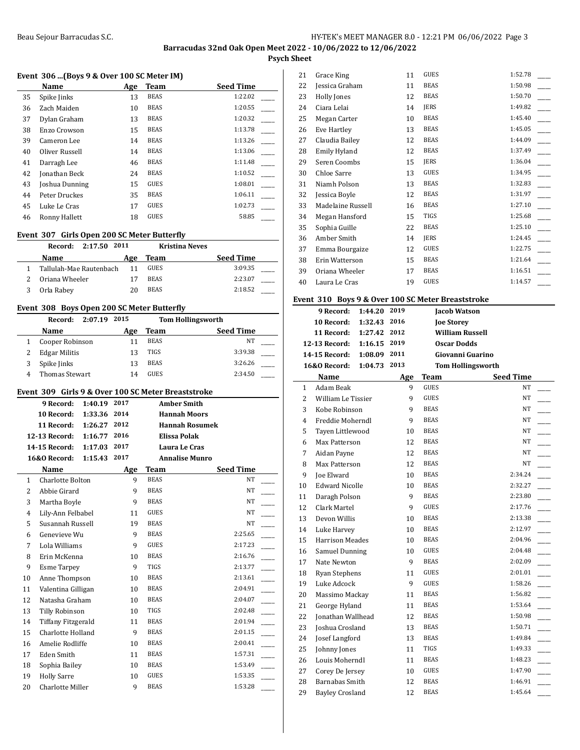**Barracudas 32nd Oak Open Meet 2022 - 10/06/2022 to 12/06/2022**

**Psych Sheet**

### Event 306 ...(Boys 9 & Over 100 SC Meter IM)

| | Name | Age | Team | Seed Time | |
|---|---|---|---|---|---|
| 35 | Spike Jinks | 13 | BEAS | 1:22.02 | ____ |
| 36 | Zach Maiden | 10 | BEAS | 1:20.55 | ____ |
| 37 | Dylan Graham | 13 | BEAS | 1:20.32 | ____ |
| 38 | Enzo Crowson | 15 | BEAS | 1:13.78 | ____ |
| 39 | Cameron Lee | 14 | BEAS | 1:13.26 | ____ |
| 40 | Oliver Russell | 14 | BEAS | 1:13.06 | ____ |
| 41 | Darragh Lee | 46 | BEAS | 1:11.48 | ____ |
| 42 | Jonathan Beck | 24 | BEAS | 1:10.52 | ____ |
| 43 | Joshua Dunning | 15 | GUES | 1:08.01 | ____ |
| 44 | Peter Druckes | 35 | BEAS | 1:06.11 | ____ |
| 45 | Luke Le Cras | 17 | GUES | 1:02.73 | ____ |
| 46 | Ronny Hallett | 18 | GUES | 58.85 | ____ |

### Event 307 Girls Open 200 SC Meter Butterfly

**Record: 2:17.50 2011 Kristina Neves**

| | Name | Age | Team | Seed Time | |
|---|---|---|---|---|---|
| 1 | Tallulah-Mae Rautenbach | 11 | GUES | 3:09.35 | ____ |
| 2 | Oriana Wheeler | 17 | BEAS | 2:23.07 | ____ |
| 3 | Orla Rabey | 20 | BEAS | 2:18.52 | ____ |

### Event 308 Boys Open 200 SC Meter Butterfly

**Record: 2:07.19 2015 Tom Hollingsworth**

| | Name | Age | Team | Seed Time | |
|---|---|---|---|---|---|
| 1 | Cooper Robinson | 11 | BEAS | NT | ____ |
| 2 | Edgar Militis | 13 | TIGS | 3:39.38 | ____ |
| 3 | Spike Jinks | 13 | BEAS | 3:26.26 | ____ |
| 4 | Thomas Stewart | 14 | GUES | 2:34.50 | ____ |

### Event 309 Girls 9 & Over 100 SC Meter Breaststroke

| Record | Time | Year | Holder |
|---|---|---|---|
| 9 Record: | 1:40.19 | 2017 | Amber Smith |
| 10 Record: | 1:33.36 | 2014 | Hannah Moors |
| 11 Record: | 1:26.27 | 2012 | Hannah Rosumek |
| 12-13 Record: | 1:16.77 | 2016 | Elissa Polak |
| 14-15 Record: | 1:17.03 | 2017 | Laura Le Cras |
| 16&O Record: | 1:15.43 | 2017 | Annalise Munro |

| | Name | Age | Team | Seed Time | |
|---|---|---|---|---|---|
| 1 | Charlotte Bolton | 9 | BEAS | NT | ____ |
| 2 | Abbie Girard | 9 | BEAS | NT | ____ |
| 3 | Martha Boyle | 9 | BEAS | NT | ____ |
| 4 | Lily-Ann Felbabel | 11 | GUES | NT | ____ |
| 5 | Susannah Russell | 19 | BEAS | NT | ____ |
| 6 | Genevieve Wu | 9 | BEAS | 2:25.65 | ____ |
| 7 | Lola Williams | 9 | GUES | 2:17.23 | ____ |
| 8 | Erin McKenna | 10 | BEAS | 2:16.76 | ____ |
| 9 | Esme Tarpey | 9 | TIGS | 2:13.77 | ____ |
| 10 | Anne Thompson | 10 | BEAS | 2:13.61 | ____ |
| 11 | Valentina Gilligan | 10 | BEAS | 2:04.91 | ____ |
| 12 | Natasha Graham | 10 | BEAS | 2:04.07 | ____ |
| 13 | Tilly Robinson | 10 | TIGS | 2:02.48 | ____ |
| 14 | Tiffany Fitzgerald | 11 | BEAS | 2:01.94 | ____ |
| 15 | Charlotte Holland | 9 | BEAS | 2:01.15 | ____ |
| 16 | Amelie Rodliffe | 10 | BEAS | 2:00.41 | ____ |
| 17 | Eden Smith | 11 | BEAS | 1:57.31 | ____ |
| 18 | Sophia Bailey | 10 | BEAS | 1:53.49 | ____ |
| 19 | Holly Sarre | 10 | GUES | 1:53.35 | ____ |
| 20 | Charlotte Miller | 9 | BEAS | 1:53.28 | ____ |
| 21 | Grace King | 11 | GUES | 1:52.78 | ____ |
| 22 | Jessica Graham | 11 | BEAS | 1:50.98 | ____ |
| 23 | Holly Jones | 12 | BEAS | 1:50.70 | ____ |
| 24 | Ciara Lelai | 14 | JERS | 1:49.82 | ____ |
| 25 | Megan Carter | 10 | BEAS | 1:45.40 | ____ |
| 26 | Eve Hartley | 13 | BEAS | 1:45.05 | ____ |
| 27 | Claudia Bailey | 12 | BEAS | 1:44.09 | ____ |
| 28 | Emily Hyland | 12 | BEAS | 1:37.49 | ____ |
| 29 | Seren Coombs | 15 | JERS | 1:36.04 | ____ |
| 30 | Chloe Sarre | 13 | GUES | 1:34.95 | ____ |
| 31 | Niamh Polson | 13 | BEAS | 1:32.83 | ____ |
| 32 | Jessica Boyle | 12 | BEAS | 1:31.97 | ____ |
| 33 | Madelaine Russell | 16 | BEAS | 1:27.10 | ____ |
| 34 | Megan Hansford | 15 | TIGS | 1:25.68 | ____ |
| 35 | Sophia Guille | 22 | BEAS | 1:25.10 | ____ |
| 36 | Amber Smith | 14 | JERS | 1:24.45 | ____ |
| 37 | Emma Bourgaize | 12 | GUES | 1:22.75 | ____ |
| 38 | Erin Watterson | 15 | BEAS | 1:21.64 | ____ |
| 39 | Oriana Wheeler | 17 | BEAS | 1:16.51 | ____ |
| 40 | Laura Le Cras | 19 | GUES | 1:14.57 | ____ |

### Event 310 Boys 9 & Over 100 SC Meter Breaststroke

| Record | Time | Year | Holder |
|---|---|---|---|
| 9 Record: | 1:44.20 | 2019 | Jacob Watson |
| 10 Record: | 1:32.43 | 2016 | Joe Storey |
| 11 Record: | 1:27.42 | 2012 | William Russell |
| 12-13 Record: | 1:16.15 | 2019 | Oscar Dodds |
| 14-15 Record: | 1:08.09 | 2011 | Giovanni Guarino |
| 16&O Record: | 1:04.73 | 2013 | Tom Hollingsworth |

| | Name | Age | Team | Seed Time | |
|---|---|---|---|---|---|
| 1 | Adam Beak | 9 | GUES | NT | ____ |
| 2 | William Le Tissier | 9 | GUES | NT | ____ |
| 3 | Kobe Robinson | 9 | BEAS | NT | ____ |
| 4 | Freddie Moherndl | 9 | BEAS | NT | ____ |
| 5 | Tayen Littlewood | 10 | BEAS | NT | ____ |
| 6 | Max Patterson | 12 | BEAS | NT | ____ |
| 7 | Aidan Payne | 12 | BEAS | NT | ____ |
| 8 | Max Patterson | 12 | BEAS | NT | ____ |
| 9 | Joe Elward | 10 | BEAS | 2:34.24 | ____ |
| 10 | Edward Nicolle | 10 | BEAS | 2:32.27 | ____ |
| 11 | Daragh Polson | 9 | BEAS | 2:23.80 | ____ |
| 12 | Clark Martel | 9 | GUES | 2:17.76 | ____ |
| 13 | Devon Willis | 10 | BEAS | 2:13.38 | ____ |
| 14 | Luke Harvey | 10 | BEAS | 2:12.97 | ____ |
| 15 | Harrison Meades | 10 | BEAS | 2:04.96 | ____ |
| 16 | Samuel Dunning | 10 | GUES | 2:04.48 | ____ |
| 17 | Nate Newton | 9 | BEAS | 2:02.09 | ____ |
| 18 | Ryan Stephens | 11 | GUES | 2:01.01 | ____ |
| 19 | Luke Adcock | 9 | GUES | 1:58.26 | ____ |
| 20 | Massimo Mackay | 11 | BEAS | 1:56.82 | ____ |
| 21 | George Hyland | 11 | BEAS | 1:53.64 | ____ |
| 22 | Jonathan Wallhead | 12 | BEAS | 1:50.98 | ____ |
| 23 | Joshua Crosland | 13 | BEAS | 1:50.71 | ____ |
| 24 | Josef Langford | 13 | BEAS | 1:49.84 | ____ |
| 25 | Johnny Jones | 11 | TIGS | 1:49.33 | ____ |
| 26 | Louis Moherndl | 11 | BEAS | 1:48.23 | ____ |
| 27 | Corey De Jersey | 10 | GUES | 1:47.90 | ____ |
| 28 | Barnabas Smith | 12 | BEAS | 1:46.91 | ____ |
| 29 | Bayley Crosland | 12 | BEAS | 1:45.64 | ____ |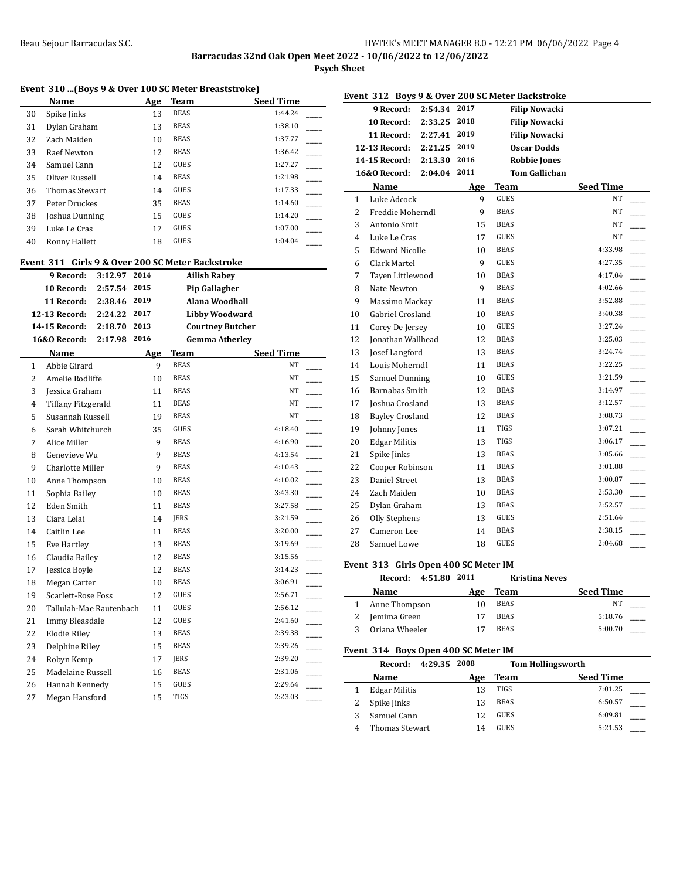Beau Sejour Barracudas S.C.

## Barracudas 32nd Oak Open Meet 2022 - 10/06/2022 to 12/06/2022

### Psych Sheet

#### Event 310 ...(Boys 9 & Over 100 SC Meter Breaststroke)

| | Name | Age | Team | Seed Time |
|---|---|---|---|---|
| 30 | Spike Jinks | 13 | BEAS | 1:44.24 |
| 31 | Dylan Graham | 13 | BEAS | 1:38.10 |
| 32 | Zach Maiden | 10 | BEAS | 1:37.77 |
| 33 | Raef Newton | 12 | BEAS | 1:36.42 |
| 34 | Samuel Cann | 12 | GUES | 1:27.27 |
| 35 | Oliver Russell | 14 | BEAS | 1:21.98 |
| 36 | Thomas Stewart | 14 | GUES | 1:17.33 |
| 37 | Peter Druckes | 35 | BEAS | 1:14.60 |
| 38 | Joshua Dunning | 15 | GUES | 1:14.20 |
| 39 | Luke Le Cras | 17 | GUES | 1:07.00 |
| 40 | Ronny Hallett | 18 | GUES | 1:04.04 |

#### Event 311 Girls 9 & Over 200 SC Meter Backstroke

| Record | Time | Year | Holder |
|---|---|---|---|
| 9 Record: | 3:12.97 | 2014 | Ailish Rabey |
| 10 Record: | 2:57.54 | 2015 | Pip Gallagher |
| 11 Record: | 2:38.46 | 2019 | Alana Woodhall |
| 12-13 Record: | 2:24.22 | 2017 | Libby Woodward |
| 14-15 Record: | 2:18.70 | 2013 | Courtney Butcher |
| 16&O Record: | 2:17.98 | 2016 | Gemma Atherley |

| | Name | Age | Team | Seed Time |
|---|---|---|---|---|
| 1 | Abbie Girard | 9 | BEAS | NT |
| 2 | Amelie Rodliffe | 10 | BEAS | NT |
| 3 | Jessica Graham | 11 | BEAS | NT |
| 4 | Tiffany Fitzgerald | 11 | BEAS | NT |
| 5 | Susannah Russell | 19 | BEAS | NT |
| 6 | Sarah Whitchurch | 35 | GUES | 4:18.40 |
| 7 | Alice Miller | 9 | BEAS | 4:16.90 |
| 8 | Genevieve Wu | 9 | BEAS | 4:13.54 |
| 9 | Charlotte Miller | 9 | BEAS | 4:10.43 |
| 10 | Anne Thompson | 10 | BEAS | 4:10.02 |
| 11 | Sophia Bailey | 10 | BEAS | 3:43.30 |
| 12 | Eden Smith | 11 | BEAS | 3:27.58 |
| 13 | Ciara Lelai | 14 | JERS | 3:21.59 |
| 14 | Caitlin Lee | 11 | BEAS | 3:20.00 |
| 15 | Eve Hartley | 13 | BEAS | 3:19.69 |
| 16 | Claudia Bailey | 12 | BEAS | 3:15.56 |
| 17 | Jessica Boyle | 12 | BEAS | 3:14.23 |
| 18 | Megan Carter | 10 | BEAS | 3:06.91 |
| 19 | Scarlett-Rose Foss | 12 | GUES | 2:56.71 |
| 20 | Tallulah-Mae Rautenbach | 11 | GUES | 2:56.12 |
| 21 | Immy Bleasdale | 12 | GUES | 2:41.60 |
| 22 | Elodie Riley | 13 | BEAS | 2:39.38 |
| 23 | Delphine Riley | 15 | BEAS | 2:39.26 |
| 24 | Robyn Kemp | 17 | JERS | 2:39.20 |
| 25 | Madelaine Russell | 16 | BEAS | 2:31.06 |
| 26 | Hannah Kennedy | 15 | GUES | 2:29.64 |
| 27 | Megan Hansford | 15 | TIGS | 2:23.03 |

#### Event 312 Boys 9 & Over 200 SC Meter Backstroke

| Record | Time | Year | Holder |
|---|---|---|---|
| 9 Record: | 2:54.34 | 2017 | Filip Nowacki |
| 10 Record: | 2:33.25 | 2018 | Filip Nowacki |
| 11 Record: | 2:27.41 | 2019 | Filip Nowacki |
| 12-13 Record: | 2:21.25 | 2019 | Oscar Dodds |
| 14-15 Record: | 2:13.30 | 2016 | Robbie Jones |
| 16&O Record: | 2:04.04 | 2011 | Tom Gallichan |

| | Name | Age | Team | Seed Time |
|---|---|---|---|---|
| 1 | Luke Adcock | 9 | GUES | NT |
| 2 | Freddie Moherndl | 9 | BEAS | NT |
| 3 | Antonio Smit | 15 | BEAS | NT |
| 4 | Luke Le Cras | 17 | GUES | NT |
| 5 | Edward Nicolle | 10 | BEAS | 4:33.98 |
| 6 | Clark Martel | 9 | GUES | 4:27.35 |
| 7 | Tayen Littlewood | 10 | BEAS | 4:17.04 |
| 8 | Nate Newton | 9 | BEAS | 4:02.66 |
| 9 | Massimo Mackay | 11 | BEAS | 3:52.88 |
| 10 | Gabriel Crosland | 10 | BEAS | 3:40.38 |
| 11 | Corey De Jersey | 10 | GUES | 3:27.24 |
| 12 | Jonathan Wallhead | 12 | BEAS | 3:25.03 |
| 13 | Josef Langford | 13 | BEAS | 3:24.74 |
| 14 | Louis Moherndl | 11 | BEAS | 3:22.25 |
| 15 | Samuel Dunning | 10 | GUES | 3:21.59 |
| 16 | Barnabas Smith | 12 | BEAS | 3:14.97 |
| 17 | Joshua Crosland | 13 | BEAS | 3:12.57 |
| 18 | Bayley Crosland | 12 | BEAS | 3:08.73 |
| 19 | Johnny Jones | 11 | TIGS | 3:07.21 |
| 20 | Edgar Militis | 13 | TIGS | 3:06.17 |
| 21 | Spike Jinks | 13 | BEAS | 3:05.66 |
| 22 | Cooper Robinson | 11 | BEAS | 3:01.88 |
| 23 | Daniel Street | 13 | BEAS | 3:00.87 |
| 24 | Zach Maiden | 10 | BEAS | 2:53.30 |
| 25 | Dylan Graham | 13 | BEAS | 2:52.57 |
| 26 | Olly Stephens | 13 | GUES | 2:51.64 |
| 27 | Cameron Lee | 14 | BEAS | 2:38.15 |
| 28 | Samuel Lowe | 18 | GUES | 2:04.68 |

#### Event 313 Girls Open 400 SC Meter IM

Record: 4:51.80 2011 Kristina Neves

| | Name | Age | Team | Seed Time |
|---|---|---|---|---|
| 1 | Anne Thompson | 10 | BEAS | NT |
| 2 | Jemima Green | 17 | BEAS | 5:18.76 |
| 3 | Oriana Wheeler | 17 | BEAS | 5:00.70 |

#### Event 314 Boys Open 400 SC Meter IM

Record: 4:29.35 2008 Tom Hollingsworth

| | Name | Age | Team | Seed Time |
|---|---|---|---|---|
| 1 | Edgar Militis | 13 | TIGS | 7:01.25 |
| 2 | Spike Jinks | 13 | BEAS | 6:50.57 |
| 3 | Samuel Cann | 12 | GUES | 6:09.81 |
| 4 | Thomas Stewart | 14 | GUES | 5:21.53 |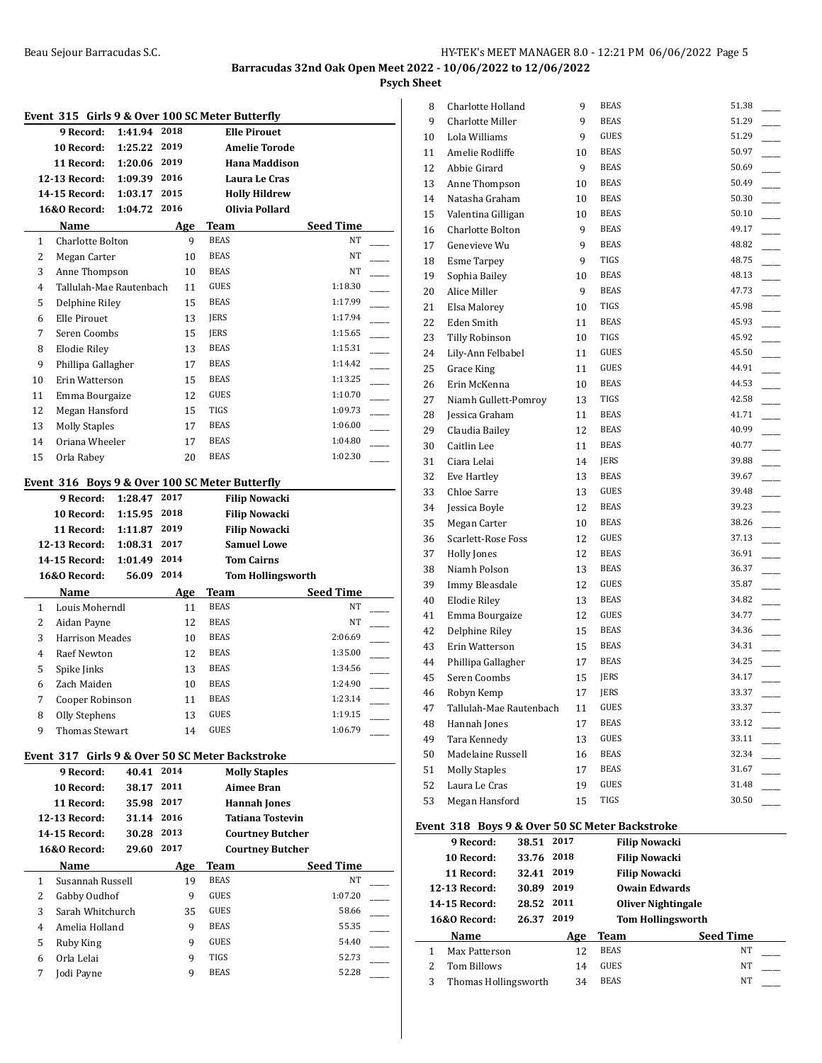## Barracudas 32nd Oak Open Meet 2022 - 10/06/2022 to 12/06/2022

### Psych Sheet

### Event 315 Girls 9 & Over 100 SC Meter Butterfly

| Record | Time | Year | Name |
|---|---|---|---|
| 9 Record: | 1:41.94 | 2018 | Elle Pirouet |
| 10 Record: | 1:25.22 | 2019 | Amelie Torode |
| 11 Record: | 1:20.06 | 2019 | Hana Maddison |
| 12-13 Record: | 1:09.39 | 2016 | Laura Le Cras |
| 14-15 Record: | 1:03.17 | 2015 | Holly Hildrew |
| 16&O Record: | 1:04.72 | 2016 | Olivia Pollard |

| | Name | Age | Team | Seed Time |
|---|---|---|---|---|
| 1 | Charlotte Bolton | 9 | BEAS | NT |
| 2 | Megan Carter | 10 | BEAS | NT |
| 3 | Anne Thompson | 10 | BEAS | NT |
| 4 | Tallulah-Mae Rautenbach | 11 | GUES | 1:18.30 |
| 5 | Delphine Riley | 15 | BEAS | 1:17.99 |
| 6 | Elle Pirouet | 13 | JERS | 1:17.94 |
| 7 | Seren Coombs | 15 | JERS | 1:15.65 |
| 8 | Elodie Riley | 13 | BEAS | 1:15.31 |
| 9 | Phillipa Gallagher | 17 | BEAS | 1:14.42 |
| 10 | Erin Watterson | 15 | BEAS | 1:13.25 |
| 11 | Emma Bourgaize | 12 | GUES | 1:10.70 |
| 12 | Megan Hansford | 15 | TIGS | 1:09.73 |
| 13 | Molly Staples | 17 | BEAS | 1:06.00 |
| 14 | Oriana Wheeler | 17 | BEAS | 1:04.80 |
| 15 | Orla Rabey | 20 | BEAS | 1:02.30 |

### Event 316 Boys 9 & Over 100 SC Meter Butterfly

| Record | Time | Year | Name |
|---|---|---|---|
| 9 Record: | 1:28.47 | 2017 | Filip Nowacki |
| 10 Record: | 1:15.95 | 2018 | Filip Nowacki |
| 11 Record: | 1:11.87 | 2019 | Filip Nowacki |
| 12-13 Record: | 1:08.31 | 2017 | Samuel Lowe |
| 14-15 Record: | 1:01.49 | 2014 | Tom Cairns |
| 16&O Record: | 56.09 | 2014 | Tom Hollingsworth |

| | Name | Age | Team | Seed Time |
|---|---|---|---|---|
| 1 | Louis Moherndl | 11 | BEAS | NT |
| 2 | Aidan Payne | 12 | BEAS | NT |
| 3 | Harrison Meades | 10 | BEAS | 2:06.69 |
| 4 | Raef Newton | 12 | BEAS | 1:35.00 |
| 5 | Spike Jinks | 13 | BEAS | 1:34.56 |
| 6 | Zach Maiden | 10 | BEAS | 1:24.90 |
| 7 | Cooper Robinson | 11 | BEAS | 1:23.14 |
| 8 | Olly Stephens | 13 | GUES | 1:19.15 |
| 9 | Thomas Stewart | 14 | GUES | 1:06.79 |

### Event 317 Girls 9 & Over 50 SC Meter Backstroke

| Record | Time | Year | Name |
|---|---|---|---|
| 9 Record: | 40.41 | 2014 | Molly Staples |
| 10 Record: | 38.17 | 2011 | Aimee Bran |
| 11 Record: | 35.98 | 2017 | Hannah Jones |
| 12-13 Record: | 31.14 | 2016 | Tatiana Tostevin |
| 14-15 Record: | 30.28 | 2013 | Courtney Butcher |
| 16&O Record: | 29.60 | 2017 | Courtney Butcher |

| | Name | Age | Team | Seed Time |
|---|---|---|---|---|
| 1 | Susannah Russell | 19 | BEAS | NT |
| 2 | Gabby Oudhof | 9 | GUES | 1:07.20 |
| 3 | Sarah Whitchurch | 35 | GUES | 58.66 |
| 4 | Amelia Holland | 9 | BEAS | 55.35 |
| 5 | Ruby King | 9 | GUES | 54.40 |
| 6 | Orla Lelai | 9 | TIGS | 52.73 |
| 7 | Jodi Payne | 9 | BEAS | 52.28 |
| 8 | Charlotte Holland | 9 | BEAS | 51.38 |
| 9 | Charlotte Miller | 9 | BEAS | 51.29 |
| 10 | Lola Williams | 9 | GUES | 51.29 |
| 11 | Amelie Rodliffe | 10 | BEAS | 50.97 |
| 12 | Abbie Girard | 9 | BEAS | 50.69 |
| 13 | Anne Thompson | 10 | BEAS | 50.49 |
| 14 | Natasha Graham | 10 | BEAS | 50.30 |
| 15 | Valentina Gilligan | 10 | BEAS | 50.10 |
| 16 | Charlotte Bolton | 9 | BEAS | 49.17 |
| 17 | Genevieve Wu | 9 | BEAS | 48.82 |
| 18 | Esme Tarpey | 9 | TIGS | 48.75 |
| 19 | Sophia Bailey | 10 | BEAS | 48.13 |
| 20 | Alice Miller | 9 | BEAS | 47.73 |
| 21 | Elsa Malorey | 10 | TIGS | 45.98 |
| 22 | Eden Smith | 11 | BEAS | 45.93 |
| 23 | Tilly Robinson | 10 | TIGS | 45.92 |
| 24 | Lily-Ann Felbabel | 11 | GUES | 45.50 |
| 25 | Grace King | 11 | GUES | 44.91 |
| 26 | Erin McKenna | 10 | BEAS | 44.53 |
| 27 | Niamh Gullett-Pomroy | 13 | TIGS | 42.58 |
| 28 | Jessica Graham | 11 | BEAS | 41.71 |
| 29 | Claudia Bailey | 12 | BEAS | 40.99 |
| 30 | Caitlin Lee | 11 | BEAS | 40.77 |
| 31 | Ciara Lelai | 14 | JERS | 39.88 |
| 32 | Eve Hartley | 13 | BEAS | 39.67 |
| 33 | Chloe Sarre | 13 | GUES | 39.48 |
| 34 | Jessica Boyle | 12 | BEAS | 39.23 |
| 35 | Megan Carter | 10 | BEAS | 38.26 |
| 36 | Scarlett-Rose Foss | 12 | GUES | 37.13 |
| 37 | Holly Jones | 12 | BEAS | 36.91 |
| 38 | Niamh Polson | 13 | BEAS | 36.37 |
| 39 | Immy Bleasdale | 12 | GUES | 35.87 |
| 40 | Elodie Riley | 13 | BEAS | 34.82 |
| 41 | Emma Bourgaize | 12 | GUES | 34.77 |
| 42 | Delphine Riley | 15 | BEAS | 34.36 |
| 43 | Erin Watterson | 15 | BEAS | 34.31 |
| 44 | Phillipa Gallagher | 17 | BEAS | 34.25 |
| 45 | Seren Coombs | 15 | JERS | 34.17 |
| 46 | Robyn Kemp | 17 | JERS | 33.37 |
| 47 | Tallulah-Mae Rautenbach | 11 | GUES | 33.37 |
| 48 | Hannah Jones | 17 | BEAS | 33.12 |
| 49 | Tara Kennedy | 13 | GUES | 33.11 |
| 50 | Madelaine Russell | 16 | BEAS | 32.34 |
| 51 | Molly Staples | 17 | BEAS | 31.67 |
| 52 | Laura Le Cras | 19 | GUES | 31.48 |
| 53 | Megan Hansford | 15 | TIGS | 30.50 |

### Event 318 Boys 9 & Over 50 SC Meter Backstroke

| Record | Time | Year | Name |
|---|---|---|---|
| 9 Record: | 38.51 | 2017 | Filip Nowacki |
| 10 Record: | 33.76 | 2018 | Filip Nowacki |
| 11 Record: | 32.41 | 2019 | Filip Nowacki |
| 12-13 Record: | 30.89 | 2019 | Owain Edwards |
| 14-15 Record: | 28.52 | 2011 | Oliver Nightingale |
| 16&O Record: | 26.37 | 2019 | Tom Hollingsworth |

| | Name | Age | Team | Seed Time |
|---|---|---|---|---|
| 1 | Max Patterson | 12 | BEAS | NT |
| 2 | Tom Billows | 14 | GUES | NT |
| 3 | Thomas Hollingsworth | 34 | BEAS | NT |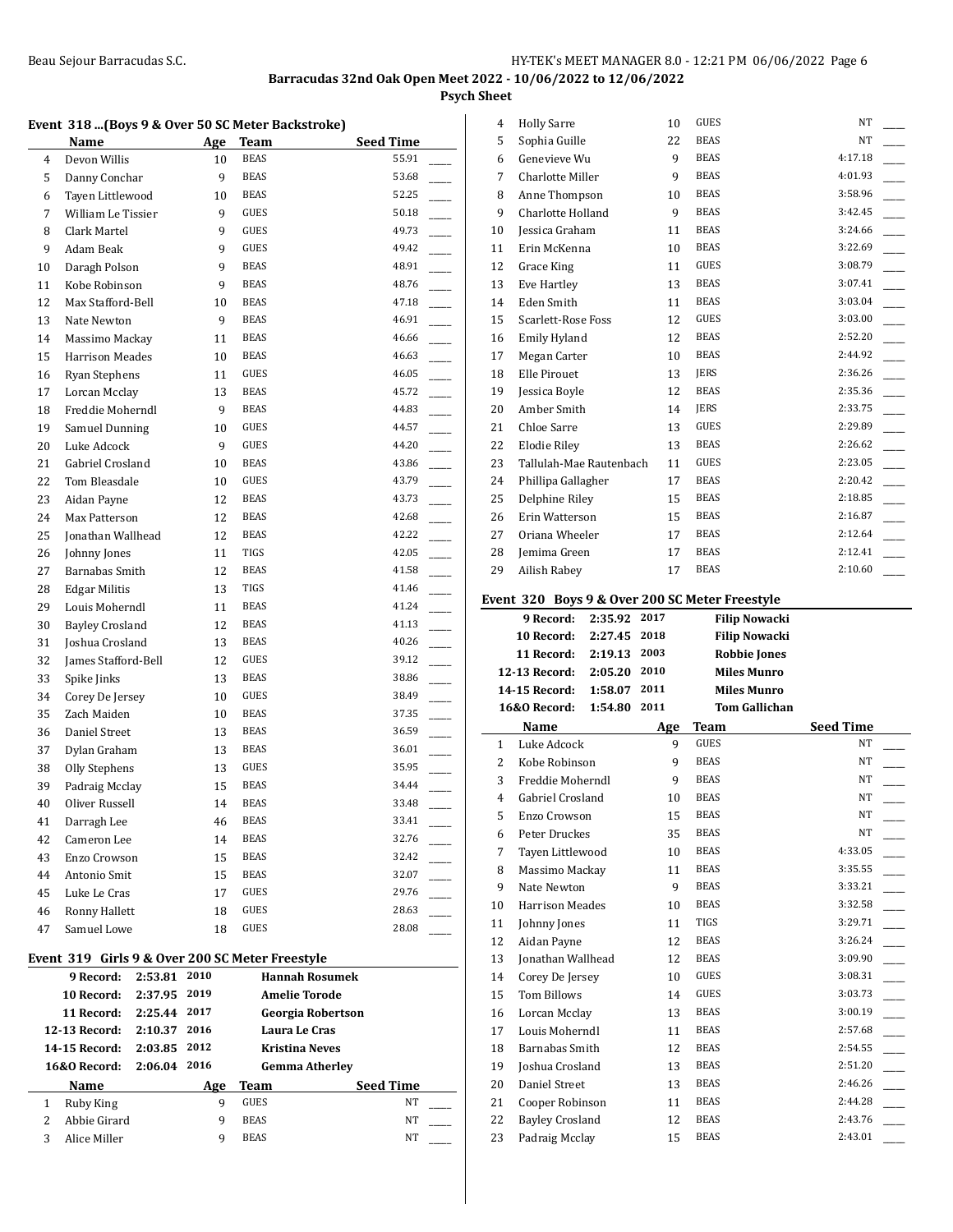## Event 318 ...(Boys 9 & Over 50 SC Meter Backstroke)

| | Name | Age | Team | Seed Time | |
|---|---|---|---|---|---|
| 4 | Devon Willis | 10 | BEAS | 55.91 | ____ |
| 5 | Danny Conchar | 9 | BEAS | 53.68 | ____ |
| 6 | Tayen Littlewood | 10 | BEAS | 52.25 | ____ |
| 7 | William Le Tissier | 9 | GUES | 50.18 | ____ |
| 8 | Clark Martel | 9 | GUES | 49.73 | ____ |
| 9 | Adam Beak | 9 | GUES | 49.42 | ____ |
| 10 | Daragh Polson | 9 | BEAS | 48.91 | ____ |
| 11 | Kobe Robinson | 9 | BEAS | 48.76 | ____ |
| 12 | Max Stafford-Bell | 10 | BEAS | 47.18 | ____ |
| 13 | Nate Newton | 9 | BEAS | 46.91 | ____ |
| 14 | Massimo Mackay | 11 | BEAS | 46.66 | ____ |
| 15 | Harrison Meades | 10 | BEAS | 46.63 | ____ |
| 16 | Ryan Stephens | 11 | GUES | 46.05 | ____ |
| 17 | Lorcan Mcclay | 13 | BEAS | 45.72 | ____ |
| 18 | Freddie Moherndl | 9 | BEAS | 44.83 | ____ |
| 19 | Samuel Dunning | 10 | GUES | 44.57 | ____ |
| 20 | Luke Adcock | 9 | GUES | 44.20 | ____ |
| 21 | Gabriel Crosland | 10 | BEAS | 43.86 | ____ |
| 22 | Tom Bleasdale | 10 | GUES | 43.79 | ____ |
| 23 | Aidan Payne | 12 | BEAS | 43.73 | ____ |
| 24 | Max Patterson | 12 | BEAS | 42.68 | ____ |
| 25 | Jonathan Wallhead | 12 | BEAS | 42.22 | ____ |
| 26 | Johnny Jones | 11 | TIGS | 42.05 | ____ |
| 27 | Barnabas Smith | 12 | BEAS | 41.58 | ____ |
| 28 | Edgar Militis | 13 | TIGS | 41.46 | ____ |
| 29 | Louis Moherndl | 11 | BEAS | 41.24 | ____ |
| 30 | Bayley Crosland | 12 | BEAS | 41.13 | ____ |
| 31 | Joshua Crosland | 13 | BEAS | 40.26 | ____ |
| 32 | James Stafford-Bell | 12 | GUES | 39.12 | ____ |
| 33 | Spike Jinks | 13 | BEAS | 38.86 | ____ |
| 34 | Corey De Jersey | 10 | GUES | 38.49 | ____ |
| 35 | Zach Maiden | 10 | BEAS | 37.35 | ____ |
| 36 | Daniel Street | 13 | BEAS | 36.59 | ____ |
| 37 | Dylan Graham | 13 | BEAS | 36.01 | ____ |
| 38 | Olly Stephens | 13 | GUES | 35.95 | ____ |
| 39 | Padraig Mcclay | 15 | BEAS | 34.44 | ____ |
| 40 | Oliver Russell | 14 | BEAS | 33.48 | ____ |
| 41 | Darragh Lee | 46 | BEAS | 33.41 | ____ |
| 42 | Cameron Lee | 14 | BEAS | 32.76 | ____ |
| 43 | Enzo Crowson | 15 | BEAS | 32.42 | ____ |
| 44 | Antonio Smit | 15 | BEAS | 32.07 | ____ |
| 45 | Luke Le Cras | 17 | GUES | 29.76 | ____ |
| 46 | Ronny Hallett | 18 | GUES | 28.63 | ____ |
| 47 | Samuel Lowe | 18 | GUES | 28.08 | ____ |

## Event 319 Girls 9 & Over 200 SC Meter Freestyle

| Record | Time | Year | Holder |
|---|---|---|---|
| 9 Record: | 2:53.81 | 2010 | Hannah Rosumek |
| 10 Record: | 2:37.95 | 2019 | Amelie Torode |
| 11 Record: | 2:25.44 | 2017 | Georgia Robertson |
| 12-13 Record: | 2:10.37 | 2016 | Laura Le Cras |
| 14-15 Record: | 2:03.85 | 2012 | Kristina Neves |
| 16&O Record: | 2:06.04 | 2016 | Gemma Atherley |

| | Name | Age | Team | Seed Time | |
|---|---|---|---|---|---|
| 1 | Ruby King | 9 | GUES | NT | ____ |
| 2 | Abbie Girard | 9 | BEAS | NT | ____ |
| 3 | Alice Miller | 9 | BEAS | NT | ____ |
| 4 | Holly Sarre | 10 | GUES | NT | ____ |
| 5 | Sophia Guille | 22 | BEAS | NT | ____ |
| 6 | Genevieve Wu | 9 | BEAS | 4:17.18 | ____ |
| 7 | Charlotte Miller | 9 | BEAS | 4:01.93 | ____ |
| 8 | Anne Thompson | 10 | BEAS | 3:58.96 | ____ |
| 9 | Charlotte Holland | 9 | BEAS | 3:42.45 | ____ |
| 10 | Jessica Graham | 11 | BEAS | 3:24.66 | ____ |
| 11 | Erin McKenna | 10 | BEAS | 3:22.69 | ____ |
| 12 | Grace King | 11 | GUES | 3:08.79 | ____ |
| 13 | Eve Hartley | 13 | BEAS | 3:07.41 | ____ |
| 14 | Eden Smith | 11 | BEAS | 3:03.04 | ____ |
| 15 | Scarlett-Rose Foss | 12 | GUES | 3:03.00 | ____ |
| 16 | Emily Hyland | 12 | BEAS | 2:52.20 | ____ |
| 17 | Megan Carter | 10 | BEAS | 2:44.92 | ____ |
| 18 | Elle Pirouet | 13 | JERS | 2:36.26 | ____ |
| 19 | Jessica Boyle | 12 | BEAS | 2:35.36 | ____ |
| 20 | Amber Smith | 14 | JERS | 2:33.75 | ____ |
| 21 | Chloe Sarre | 13 | GUES | 2:29.89 | ____ |
| 22 | Elodie Riley | 13 | BEAS | 2:26.62 | ____ |
| 23 | Tallulah-Mae Rautenbach | 11 | GUES | 2:23.05 | ____ |
| 24 | Phillipa Gallagher | 17 | BEAS | 2:20.42 | ____ |
| 25 | Delphine Riley | 15 | BEAS | 2:18.85 | ____ |
| 26 | Erin Watterson | 15 | BEAS | 2:16.87 | ____ |
| 27 | Oriana Wheeler | 17 | BEAS | 2:12.64 | ____ |
| 28 | Jemima Green | 17 | BEAS | 2:12.41 | ____ |
| 29 | Ailish Rabey | 17 | BEAS | 2:10.60 | ____ |

## Event 320 Boys 9 & Over 200 SC Meter Freestyle

| Record | Time | Year | Holder |
|---|---|---|---|
| 9 Record: | 2:35.92 | 2017 | Filip Nowacki |
| 10 Record: | 2:27.45 | 2018 | Filip Nowacki |
| 11 Record: | 2:19.13 | 2003 | Robbie Jones |
| 12-13 Record: | 2:05.20 | 2010 | Miles Munro |
| 14-15 Record: | 1:58.07 | 2011 | Miles Munro |
| 16&O Record: | 1:54.80 | 2011 | Tom Gallichan |

| | Name | Age | Team | Seed Time | |
|---|---|---|---|---|---|
| 1 | Luke Adcock | 9 | GUES | NT | ____ |
| 2 | Kobe Robinson | 9 | BEAS | NT | ____ |
| 3 | Freddie Moherndl | 9 | BEAS | NT | ____ |
| 4 | Gabriel Crosland | 10 | BEAS | NT | ____ |
| 5 | Enzo Crowson | 15 | BEAS | NT | ____ |
| 6 | Peter Druckes | 35 | BEAS | NT | ____ |
| 7 | Tayen Littlewood | 10 | BEAS | 4:33.05 | ____ |
| 8 | Massimo Mackay | 11 | BEAS | 3:35.55 | ____ |
| 9 | Nate Newton | 9 | BEAS | 3:33.21 | ____ |
| 10 | Harrison Meades | 10 | BEAS | 3:32.58 | ____ |
| 11 | Johnny Jones | 11 | TIGS | 3:29.71 | ____ |
| 12 | Aidan Payne | 12 | BEAS | 3:26.24 | ____ |
| 13 | Jonathan Wallhead | 12 | BEAS | 3:09.90 | ____ |
| 14 | Corey De Jersey | 10 | GUES | 3:08.31 | ____ |
| 15 | Tom Billows | 14 | GUES | 3:03.73 | ____ |
| 16 | Lorcan Mcclay | 13 | BEAS | 3:00.19 | ____ |
| 17 | Louis Moherndl | 11 | BEAS | 2:57.68 | ____ |
| 18 | Barnabas Smith | 12 | BEAS | 2:54.55 | ____ |
| 19 | Joshua Crosland | 13 | BEAS | 2:51.20 | ____ |
| 20 | Daniel Street | 13 | BEAS | 2:46.26 | ____ |
| 21 | Cooper Robinson | 11 | BEAS | 2:44.28 | ____ |
| 22 | Bayley Crosland | 12 | BEAS | 2:43.76 | ____ |
| 23 | Padraig Mcclay | 15 | BEAS | 2:43.01 | ____ |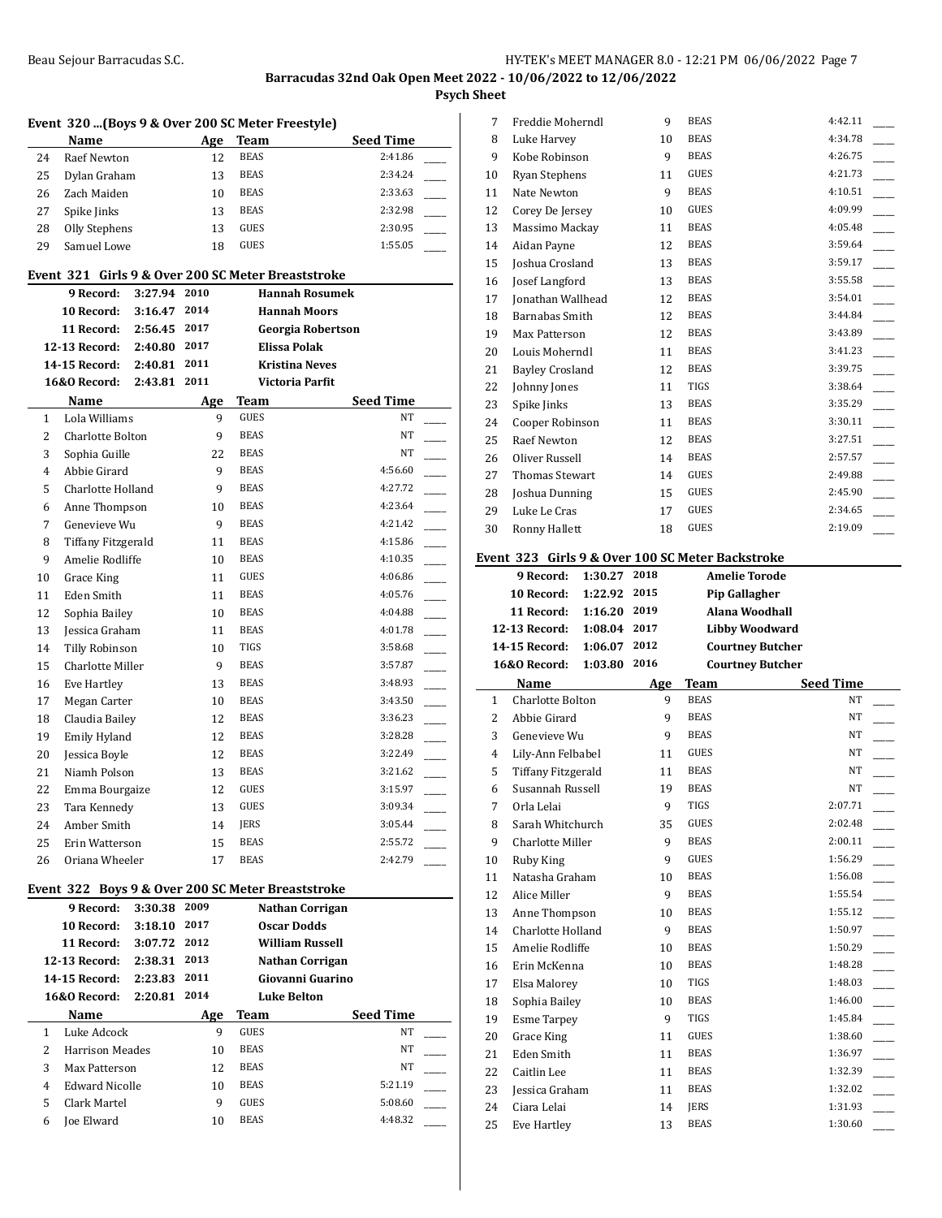**Barracudas 32nd Oak Open Meet 2022 - 10/06/2022 to 12/06/2022**

**Psych Sheet**

### Event 320 ...(Boys 9 & Over 200 SC Meter Freestyle)

| | Name | Age | Team | Seed Time |
|---|---|---|---|---|
| 24 | Raef Newton | 12 | BEAS | 2:41.86 |
| 25 | Dylan Graham | 13 | BEAS | 2:34.24 |
| 26 | Zach Maiden | 10 | BEAS | 2:33.63 |
| 27 | Spike Jinks | 13 | BEAS | 2:32.98 |
| 28 | Olly Stephens | 13 | GUES | 2:30.95 |
| 29 | Samuel Lowe | 18 | GUES | 1:55.05 |

### Event 321 Girls 9 & Over 200 SC Meter Breaststroke

| Record | Time | Year | Holder |
|---|---|---|---|
| 9 Record: | 3:27.94 | 2010 | Hannah Rosumek |
| 10 Record: | 3:16.47 | 2014 | Hannah Moors |
| 11 Record: | 2:56.45 | 2017 | Georgia Robertson |
| 12-13 Record: | 2:40.80 | 2017 | Elissa Polak |
| 14-15 Record: | 2:40.81 | 2011 | Kristina Neves |
| 16&O Record: | 2:43.81 | 2011 | Victoria Parfit |

| | Name | Age | Team | Seed Time |
|---|---|---|---|---|
| 1 | Lola Williams | 9 | GUES | NT |
| 2 | Charlotte Bolton | 9 | BEAS | NT |
| 3 | Sophia Guille | 22 | BEAS | NT |
| 4 | Abbie Girard | 9 | BEAS | 4:56.60 |
| 5 | Charlotte Holland | 9 | BEAS | 4:27.72 |
| 6 | Anne Thompson | 10 | BEAS | 4:23.64 |
| 7 | Genevieve Wu | 9 | BEAS | 4:21.42 |
| 8 | Tiffany Fitzgerald | 11 | BEAS | 4:15.86 |
| 9 | Amelie Rodliffe | 10 | BEAS | 4:10.35 |
| 10 | Grace King | 11 | GUES | 4:06.86 |
| 11 | Eden Smith | 11 | BEAS | 4:05.76 |
| 12 | Sophia Bailey | 10 | BEAS | 4:04.88 |
| 13 | Jessica Graham | 11 | BEAS | 4:01.78 |
| 14 | Tilly Robinson | 10 | TIGS | 3:58.68 |
| 15 | Charlotte Miller | 9 | BEAS | 3:57.87 |
| 16 | Eve Hartley | 13 | BEAS | 3:48.93 |
| 17 | Megan Carter | 10 | BEAS | 3:43.50 |
| 18 | Claudia Bailey | 12 | BEAS | 3:36.23 |
| 19 | Emily Hyland | 12 | BEAS | 3:28.28 |
| 20 | Jessica Boyle | 12 | BEAS | 3:22.49 |
| 21 | Niamh Polson | 13 | BEAS | 3:21.62 |
| 22 | Emma Bourgaize | 12 | GUES | 3:15.97 |
| 23 | Tara Kennedy | 13 | GUES | 3:09.34 |
| 24 | Amber Smith | 14 | JERS | 3:05.44 |
| 25 | Erin Watterson | 15 | BEAS | 2:55.72 |
| 26 | Oriana Wheeler | 17 | BEAS | 2:42.79 |

### Event 322 Boys 9 & Over 200 SC Meter Breaststroke

| Record | Time | Year | Holder |
|---|---|---|---|
| 9 Record: | 3:30.38 | 2009 | Nathan Corrigan |
| 10 Record: | 3:18.10 | 2017 | Oscar Dodds |
| 11 Record: | 3:07.72 | 2012 | William Russell |
| 12-13 Record: | 2:38.31 | 2013 | Nathan Corrigan |
| 14-15 Record: | 2:23.83 | 2011 | Giovanni Guarino |
| 16&O Record: | 2:20.81 | 2014 | Luke Belton |

| | Name | Age | Team | Seed Time |
|---|---|---|---|---|
| 1 | Luke Adcock | 9 | GUES | NT |
| 2 | Harrison Meades | 10 | BEAS | NT |
| 3 | Max Patterson | 12 | BEAS | NT |
| 4 | Edward Nicolle | 10 | BEAS | 5:21.19 |
| 5 | Clark Martel | 9 | GUES | 5:08.60 |
| 6 | Joe Elward | 10 | BEAS | 4:48.32 |
| 7 | Freddie Moherndl | 9 | BEAS | 4:42.11 |
| 8 | Luke Harvey | 10 | BEAS | 4:34.78 |
| 9 | Kobe Robinson | 9 | BEAS | 4:26.75 |
| 10 | Ryan Stephens | 11 | GUES | 4:21.73 |
| 11 | Nate Newton | 9 | BEAS | 4:10.51 |
| 12 | Corey De Jersey | 10 | GUES | 4:09.99 |
| 13 | Massimo Mackay | 11 | BEAS | 4:05.48 |
| 14 | Aidan Payne | 12 | BEAS | 3:59.64 |
| 15 | Joshua Crosland | 13 | BEAS | 3:59.17 |
| 16 | Josef Langford | 13 | BEAS | 3:55.58 |
| 17 | Jonathan Wallhead | 12 | BEAS | 3:54.01 |
| 18 | Barnabas Smith | 12 | BEAS | 3:44.84 |
| 19 | Max Patterson | 12 | BEAS | 3:43.89 |
| 20 | Louis Moherndl | 11 | BEAS | 3:41.23 |
| 21 | Bayley Crosland | 12 | BEAS | 3:39.75 |
| 22 | Johnny Jones | 11 | TIGS | 3:38.64 |
| 23 | Spike Jinks | 13 | BEAS | 3:35.29 |
| 24 | Cooper Robinson | 11 | BEAS | 3:30.11 |
| 25 | Raef Newton | 12 | BEAS | 3:27.51 |
| 26 | Oliver Russell | 14 | BEAS | 2:57.57 |
| 27 | Thomas Stewart | 14 | GUES | 2:49.88 |
| 28 | Joshua Dunning | 15 | GUES | 2:45.90 |
| 29 | Luke Le Cras | 17 | GUES | 2:34.65 |
| 30 | Ronny Hallett | 18 | GUES | 2:19.09 |

### Event 323 Girls 9 & Over 100 SC Meter Backstroke

| Record | Time | Year | Holder |
|---|---|---|---|
| 9 Record: | 1:30.27 | 2018 | Amelie Torode |
| 10 Record: | 1:22.92 | 2015 | Pip Gallagher |
| 11 Record: | 1:16.20 | 2019 | Alana Woodhall |
| 12-13 Record: | 1:08.04 | 2017 | Libby Woodward |
| 14-15 Record: | 1:06.07 | 2012 | Courtney Butcher |
| 16&O Record: | 1:03.80 | 2016 | Courtney Butcher |

| | Name | Age | Team | Seed Time |
|---|---|---|---|---|
| 1 | Charlotte Bolton | 9 | BEAS | NT |
| 2 | Abbie Girard | 9 | BEAS | NT |
| 3 | Genevieve Wu | 9 | BEAS | NT |
| 4 | Lily-Ann Felbabel | 11 | GUES | NT |
| 5 | Tiffany Fitzgerald | 11 | BEAS | NT |
| 6 | Susannah Russell | 19 | BEAS | NT |
| 7 | Orla Lelai | 9 | TIGS | 2:07.71 |
| 8 | Sarah Whitchurch | 35 | GUES | 2:02.48 |
| 9 | Charlotte Miller | 9 | BEAS | 2:00.11 |
| 10 | Ruby King | 9 | GUES | 1:56.29 |
| 11 | Natasha Graham | 10 | BEAS | 1:56.08 |
| 12 | Alice Miller | 9 | BEAS | 1:55.54 |
| 13 | Anne Thompson | 10 | BEAS | 1:55.12 |
| 14 | Charlotte Holland | 9 | BEAS | 1:50.97 |
| 15 | Amelie Rodliffe | 10 | BEAS | 1:50.29 |
| 16 | Erin McKenna | 10 | BEAS | 1:48.28 |
| 17 | Elsa Malorey | 10 | TIGS | 1:48.03 |
| 18 | Sophia Bailey | 10 | BEAS | 1:46.00 |
| 19 | Esme Tarpey | 9 | TIGS | 1:45.84 |
| 20 | Grace King | 11 | GUES | 1:38.60 |
| 21 | Eden Smith | 11 | BEAS | 1:36.97 |
| 22 | Caitlin Lee | 11 | BEAS | 1:32.39 |
| 23 | Jessica Graham | 11 | BEAS | 1:32.02 |
| 24 | Ciara Lelai | 14 | JERS | 1:31.93 |
| 25 | Eve Hartley | 13 | BEAS | 1:30.60 |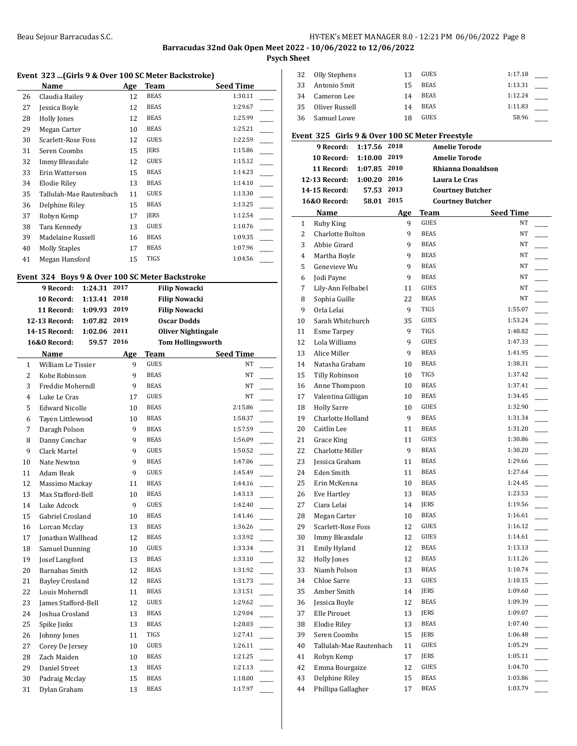**Barracudas 32nd Oak Open Meet 2022 - 10/06/2022 to 12/06/2022**

**Psych Sheet**

### Event 323 ...(Girls 9 & Over 100 SC Meter Backstroke)

| | Name | Age | Team | Seed Time | |
|---|---|---|---|---|---|
| 26 | Claudia Bailey | 12 | BEAS | 1:30.11 | ____ |
| 27 | Jessica Boyle | 12 | BEAS | 1:29.67 | ____ |
| 28 | Holly Jones | 12 | BEAS | 1:25.99 | ____ |
| 29 | Megan Carter | 10 | BEAS | 1:25.21 | ____ |
| 30 | Scarlett-Rose Foss | 12 | GUES | 1:22.59 | ____ |
| 31 | Seren Coombs | 15 | JERS | 1:15.86 | ____ |
| 32 | Immy Bleasdale | 12 | GUES | 1:15.12 | ____ |
| 33 | Erin Watterson | 15 | BEAS | 1:14.23 | ____ |
| 34 | Elodie Riley | 13 | BEAS | 1:14.10 | ____ |
| 35 | Tallulah-Mae Rautenbach | 11 | GUES | 1:13.30 | ____ |
| 36 | Delphine Riley | 15 | BEAS | 1:13.25 | ____ |
| 37 | Robyn Kemp | 17 | JERS | 1:12.54 | ____ |
| 38 | Tara Kennedy | 13 | GUES | 1:10.76 | ____ |
| 39 | Madelaine Russell | 16 | BEAS | 1:09.35 | ____ |
| 40 | Molly Staples | 17 | BEAS | 1:07.96 | ____ |
| 41 | Megan Hansford | 15 | TIGS | 1:04.56 | ____ |

### Event 324 Boys 9 & Over 100 SC Meter Backstroke

| Record | Time | Year | Holder |
|---|---|---|---|
| 9 Record: | 1:24.31 | 2017 | Filip Nowacki |
| 10 Record: | 1:13.41 | 2018 | Filip Nowacki |
| 11 Record: | 1:09.93 | 2019 | Filip Nowacki |
| 12-13 Record: | 1:07.82 | 2019 | Oscar Dodds |
| 14-15 Record: | 1:02.06 | 2011 | Oliver Nightingale |
| 16&O Record: | 59.57 | 2016 | Tom Hollingsworth |

| | Name | Age | Team | Seed Time | |
|---|---|---|---|---|---|
| 1 | William Le Tissier | 9 | GUES | NT | ____ |
| 2 | Kobe Robinson | 9 | BEAS | NT | ____ |
| 3 | Freddie Moherndl | 9 | BEAS | NT | ____ |
| 4 | Luke Le Cras | 17 | GUES | NT | ____ |
| 5 | Edward Nicolle | 10 | BEAS | 2:15.86 | ____ |
| 6 | Tayen Littlewood | 10 | BEAS | 1:58.37 | ____ |
| 7 | Daragh Polson | 9 | BEAS | 1:57.59 | ____ |
| 8 | Danny Conchar | 9 | BEAS | 1:56.09 | ____ |
| 9 | Clark Martel | 9 | GUES | 1:50.52 | ____ |
| 10 | Nate Newton | 9 | BEAS | 1:47.06 | ____ |
| 11 | Adam Beak | 9 | GUES | 1:45.49 | ____ |
| 12 | Massimo Mackay | 11 | BEAS | 1:44.16 | ____ |
| 13 | Max Stafford-Bell | 10 | BEAS | 1:43.13 | ____ |
| 14 | Luke Adcock | 9 | GUES | 1:42.40 | ____ |
| 15 | Gabriel Crosland | 10 | BEAS | 1:41.46 | ____ |
| 16 | Lorcan Mcclay | 13 | BEAS | 1:36.26 | ____ |
| 17 | Jonathan Wallhead | 12 | BEAS | 1:33.92 | ____ |
| 18 | Samuel Dunning | 10 | GUES | 1:33.34 | ____ |
| 19 | Josef Langford | 13 | BEAS | 1:33.10 | ____ |
| 20 | Barnabas Smith | 12 | BEAS | 1:31.92 | ____ |
| 21 | Bayley Crosland | 12 | BEAS | 1:31.73 | ____ |
| 22 | Louis Moherndl | 11 | BEAS | 1:31.51 | ____ |
| 23 | James Stafford-Bell | 12 | GUES | 1:29.62 | ____ |
| 24 | Joshua Crosland | 13 | BEAS | 1:29.04 | ____ |
| 25 | Spike Jinks | 13 | BEAS | 1:28.03 | ____ |
| 26 | Johnny Jones | 11 | TIGS | 1:27.41 | ____ |
| 27 | Corey De Jersey | 10 | GUES | 1:26.11 | ____ |
| 28 | Zach Maiden | 10 | BEAS | 1:21.25 | ____ |
| 29 | Daniel Street | 13 | BEAS | 1:21.13 | ____ |
| 30 | Padraig Mcclay | 15 | BEAS | 1:18.00 | ____ |
| 31 | Dylan Graham | 13 | BEAS | 1:17.97 | ____ |
| 32 | Olly Stephens | 13 | GUES | 1:17.18 | ____ |
| 33 | Antonio Smit | 15 | BEAS | 1:13.31 | ____ |
| 34 | Cameron Lee | 14 | BEAS | 1:12.24 | ____ |
| 35 | Oliver Russell | 14 | BEAS | 1:11.83 | ____ |
| 36 | Samuel Lowe | 18 | GUES | 58.96 | ____ |

### Event 325 Girls 9 & Over 100 SC Meter Freestyle

| Record | Time | Year | Holder |
|---|---|---|---|
| 9 Record: | 1:17.56 | 2018 | Amelie Torode |
| 10 Record: | 1:10.00 | 2019 | Amelie Torode |
| 11 Record: | 1:07.85 | 2010 | Rhianna Donaldson |
| 12-13 Record: | 1:00.20 | 2016 | Laura Le Cras |
| 14-15 Record: | 57.53 | 2013 | Courtney Butcher |
| 16&O Record: | 58.01 | 2015 | Courtney Butcher |

| | Name | Age | Team | Seed Time | |
|---|---|---|---|---|---|
| 1 | Ruby King | 9 | GUES | NT | ____ |
| 2 | Charlotte Bolton | 9 | BEAS | NT | ____ |
| 3 | Abbie Girard | 9 | BEAS | NT | ____ |
| 4 | Martha Boyle | 9 | BEAS | NT | ____ |
| 5 | Genevieve Wu | 9 | BEAS | NT | ____ |
| 6 | Jodi Payne | 9 | BEAS | NT | ____ |
| 7 | Lily-Ann Felbabel | 11 | GUES | NT | ____ |
| 8 | Sophia Guille | 22 | BEAS | NT | ____ |
| 9 | Orla Lelai | 9 | TIGS | 1:55.07 | ____ |
| 10 | Sarah Whitchurch | 35 | GUES | 1:53.24 | ____ |
| 11 | Esme Tarpey | 9 | TIGS | 1:48.82 | ____ |
| 12 | Lola Williams | 9 | GUES | 1:47.33 | ____ |
| 13 | Alice Miller | 9 | BEAS | 1:41.95 | ____ |
| 14 | Natasha Graham | 10 | BEAS | 1:38.31 | ____ |
| 15 | Tilly Robinson | 10 | TIGS | 1:37.42 | ____ |
| 16 | Anne Thompson | 10 | BEAS | 1:37.41 | ____ |
| 17 | Valentina Gilligan | 10 | BEAS | 1:34.45 | ____ |
| 18 | Holly Sarre | 10 | GUES | 1:32.90 | ____ |
| 19 | Charlotte Holland | 9 | BEAS | 1:31.34 | ____ |
| 20 | Caitlin Lee | 11 | BEAS | 1:31.20 | ____ |
| 21 | Grace King | 11 | GUES | 1:30.86 | ____ |
| 22 | Charlotte Miller | 9 | BEAS | 1:30.20 | ____ |
| 23 | Jessica Graham | 11 | BEAS | 1:29.66 | ____ |
| 24 | Eden Smith | 11 | BEAS | 1:27.64 | ____ |
| 25 | Erin McKenna | 10 | BEAS | 1:24.45 | ____ |
| 26 | Eve Hartley | 13 | BEAS | 1:23.53 | ____ |
| 27 | Ciara Lelai | 14 | JERS | 1:19.56 | ____ |
| 28 | Megan Carter | 10 | BEAS | 1:16.61 | ____ |
| 29 | Scarlett-Rose Foss | 12 | GUES | 1:16.12 | ____ |
| 30 | Immy Bleasdale | 12 | GUES | 1:14.61 | ____ |
| 31 | Emily Hyland | 12 | BEAS | 1:13.13 | ____ |
| 32 | Holly Jones | 12 | BEAS | 1:11.26 | ____ |
| 33 | Niamh Polson | 13 | BEAS | 1:10.74 | ____ |
| 34 | Chloe Sarre | 13 | GUES | 1:10.15 | ____ |
| 35 | Amber Smith | 14 | JERS | 1:09.60 | ____ |
| 36 | Jessica Boyle | 12 | BEAS | 1:09.39 | ____ |
| 37 | Elle Pirouet | 13 | JERS | 1:09.07 | ____ |
| 38 | Elodie Riley | 13 | BEAS | 1:07.40 | ____ |
| 39 | Seren Coombs | 15 | JERS | 1:06.48 | ____ |
| 40 | Tallulah-Mae Rautenbach | 11 | GUES | 1:05.29 | ____ |
| 41 | Robyn Kemp | 17 | JERS | 1:05.11 | ____ |
| 42 | Emma Bourgaize | 12 | GUES | 1:04.70 | ____ |
| 43 | Delphine Riley | 15 | BEAS | 1:03.86 | ____ |
| 44 | Phillipa Gallagher | 17 | BEAS | 1:03.79 | ____ |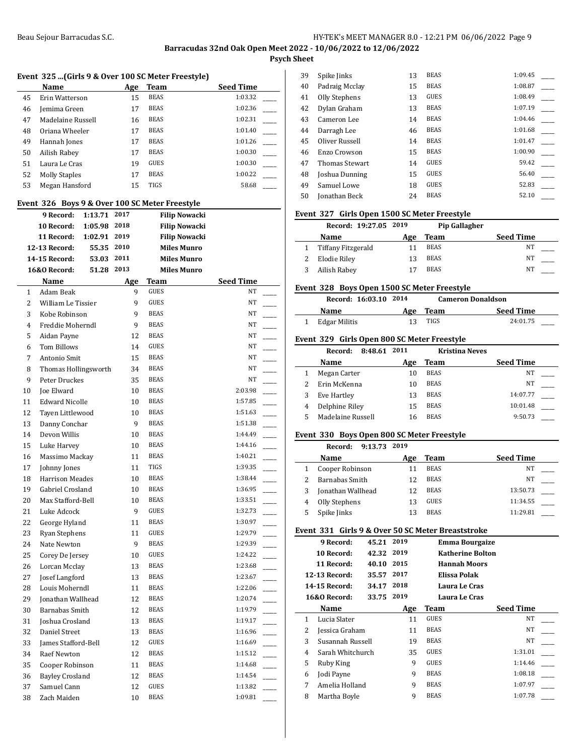### Event 325 ...(Girls 9 & Over 100 SC Meter Freestyle)

| | Name | Age | Team | Seed Time | |
|---|---|---|---|---|---|
| 45 | Erin Watterson | 15 | BEAS | 1:03.32 | ____ |
| 46 | Jemima Green | 17 | BEAS | 1:02.36 | ____ |
| 47 | Madelaine Russell | 16 | BEAS | 1:02.31 | ____ |
| 48 | Oriana Wheeler | 17 | BEAS | 1:01.40 | ____ |
| 49 | Hannah Jones | 17 | BEAS | 1:01.26 | ____ |
| 50 | Ailish Rabey | 17 | BEAS | 1:00.30 | ____ |
| 51 | Laura Le Cras | 19 | GUES | 1:00.30 | ____ |
| 52 | Molly Staples | 17 | BEAS | 1:00.22 | ____ |
| 53 | Megan Hansford | 15 | TIGS | 58.68 | ____ |

### Event 326 Boys 9 & Over 100 SC Meter Freestyle

| Record | Time | Year | Holder |
|---|---|---|---|
| 9 Record: | 1:13.71 | 2017 | Filip Nowacki |
| 10 Record: | 1:05.98 | 2018 | Filip Nowacki |
| 11 Record: | 1:02.91 | 2019 | Filip Nowacki |
| 12-13 Record: | 55.35 | 2010 | Miles Munro |
| 14-15 Record: | 53.03 | 2011 | Miles Munro |
| 16&O Record: | 51.28 | 2013 | Miles Munro |

| | Name | Age | Team | Seed Time | |
|---|---|---|---|---|---|
| 1 | Adam Beak | 9 | GUES | NT | ____ |
| 2 | William Le Tissier | 9 | GUES | NT | ____ |
| 3 | Kobe Robinson | 9 | BEAS | NT | ____ |
| 4 | Freddie Moherndl | 9 | BEAS | NT | ____ |
| 5 | Aidan Payne | 12 | BEAS | NT | ____ |
| 6 | Tom Billows | 14 | GUES | NT | ____ |
| 7 | Antonio Smit | 15 | BEAS | NT | ____ |
| 8 | Thomas Hollingsworth | 34 | BEAS | NT | ____ |
| 9 | Peter Druckes | 35 | BEAS | NT | ____ |
| 10 | Joe Elward | 10 | BEAS | 2:03.98 | ____ |
| 11 | Edward Nicolle | 10 | BEAS | 1:57.85 | ____ |
| 12 | Tayen Littlewood | 10 | BEAS | 1:51.63 | ____ |
| 13 | Danny Conchar | 9 | BEAS | 1:51.38 | ____ |
| 14 | Devon Willis | 10 | BEAS | 1:44.49 | ____ |
| 15 | Luke Harvey | 10 | BEAS | 1:44.16 | ____ |
| 16 | Massimo Mackay | 11 | BEAS | 1:40.21 | ____ |
| 17 | Johnny Jones | 11 | TIGS | 1:39.35 | ____ |
| 18 | Harrison Meades | 10 | BEAS | 1:38.44 | ____ |
| 19 | Gabriel Crosland | 10 | BEAS | 1:36.95 | ____ |
| 20 | Max Stafford-Bell | 10 | BEAS | 1:33.51 | ____ |
| 21 | Luke Adcock | 9 | GUES | 1:32.73 | ____ |
| 22 | George Hyland | 11 | BEAS | 1:30.97 | ____ |
| 23 | Ryan Stephens | 11 | GUES | 1:29.79 | ____ |
| 24 | Nate Newton | 9 | BEAS | 1:29.39 | ____ |
| 25 | Corey De Jersey | 10 | GUES | 1:24.22 | ____ |
| 26 | Lorcan Mcclay | 13 | BEAS | 1:23.68 | ____ |
| 27 | Josef Langford | 13 | BEAS | 1:23.67 | ____ |
| 28 | Louis Moherndl | 11 | BEAS | 1:22.06 | ____ |
| 29 | Jonathan Wallhead | 12 | BEAS | 1:20.74 | ____ |
| 30 | Barnabas Smith | 12 | BEAS | 1:19.79 | ____ |
| 31 | Joshua Crosland | 13 | BEAS | 1:19.17 | ____ |
| 32 | Daniel Street | 13 | BEAS | 1:16.96 | ____ |
| 33 | James Stafford-Bell | 12 | GUES | 1:16.69 | ____ |
| 34 | Raef Newton | 12 | BEAS | 1:15.12 | ____ |
| 35 | Cooper Robinson | 11 | BEAS | 1:14.68 | ____ |
| 36 | Bayley Crosland | 12 | BEAS | 1:14.54 | ____ |
| 37 | Samuel Cann | 12 | GUES | 1:13.82 | ____ |
| 38 | Zach Maiden | 10 | BEAS | 1:09.81 | ____ |
| 39 | Spike Jinks | 13 | BEAS | 1:09.45 | ____ |
| 40 | Padraig Mcclay | 15 | BEAS | 1:08.87 | ____ |
| 41 | Olly Stephens | 13 | GUES | 1:08.49 | ____ |
| 42 | Dylan Graham | 13 | BEAS | 1:07.19 | ____ |
| 43 | Cameron Lee | 14 | BEAS | 1:04.46 | ____ |
| 44 | Darragh Lee | 46 | BEAS | 1:01.68 | ____ |
| 45 | Oliver Russell | 14 | BEAS | 1:01.47 | ____ |
| 46 | Enzo Crowson | 15 | BEAS | 1:00.90 | ____ |
| 47 | Thomas Stewart | 14 | GUES | 59.42 | ____ |
| 48 | Joshua Dunning | 15 | GUES | 56.40 | ____ |
| 49 | Samuel Lowe | 18 | GUES | 52.83 | ____ |
| 50 | Jonathan Beck | 24 | BEAS | 52.10 | ____ |

### Event 327 Girls Open 1500 SC Meter Freestyle

Record: 19:27.05 2019 Pip Gallagher

| | Name | Age | Team | Seed Time | |
|---|---|---|---|---|---|
| 1 | Tiffany Fitzgerald | 11 | BEAS | NT | ____ |
| 2 | Elodie Riley | 13 | BEAS | NT | ____ |
| 3 | Ailish Rabey | 17 | BEAS | NT | ____ |

### Event 328 Boys Open 1500 SC Meter Freestyle

Record: 16:03.10 2014 Cameron Donaldson

| | Name | Age | Team | Seed Time | |
|---|---|---|---|---|---|
| 1 | Edgar Militis | 13 | TIGS | 24:01.75 | ____ |

### Event 329 Girls Open 800 SC Meter Freestyle

Record: 8:48.61 2011 Kristina Neves

| | Name | Age | Team | Seed Time | |
|---|---|---|---|---|---|
| 1 | Megan Carter | 10 | BEAS | NT | ____ |
| 2 | Erin McKenna | 10 | BEAS | NT | ____ |
| 3 | Eve Hartley | 13 | BEAS | 14:07.77 | ____ |
| 4 | Delphine Riley | 15 | BEAS | 10:01.48 | ____ |
| 5 | Madelaine Russell | 16 | BEAS | 9:50.73 | ____ |

### Event 330 Boys Open 800 SC Meter Freestyle

Record: 9:13.73 2019

| | Name | Age | Team | Seed Time | |
|---|---|---|---|---|---|
| 1 | Cooper Robinson | 11 | BEAS | NT | ____ |
| 2 | Barnabas Smith | 12 | BEAS | NT | ____ |
| 3 | Jonathan Wallhead | 12 | BEAS | 13:50.73 | ____ |
| 4 | Olly Stephens | 13 | GUES | 11:34.55 | ____ |
| 5 | Spike Jinks | 13 | BEAS | 11:29.81 | ____ |

### Event 331 Girls 9 & Over 50 SC Meter Breaststroke

| Record | Time | Year | Holder |
|---|---|---|---|
| 9 Record: | 45.21 | 2019 | Emma Bourgaize |
| 10 Record: | 42.32 | 2019 | Katherine Bolton |
| 11 Record: | 40.10 | 2015 | Hannah Moors |
| 12-13 Record: | 35.57 | 2017 | Elissa Polak |
| 14-15 Record: | 34.17 | 2018 | Laura Le Cras |
| 16&O Record: | 33.75 | 2019 | Laura Le Cras |

| | Name | Age | Team | Seed Time | |
|---|---|---|---|---|---|
| 1 | Lucia Slater | 11 | GUES | NT | ____ |
| 2 | Jessica Graham | 11 | BEAS | NT | ____ |
| 3 | Susannah Russell | 19 | BEAS | NT | ____ |
| 4 | Sarah Whitchurch | 35 | GUES | 1:31.01 | ____ |
| 5 | Ruby King | 9 | GUES | 1:14.46 | ____ |
| 6 | Jodi Payne | 9 | BEAS | 1:08.18 | ____ |
| 7 | Amelia Holland | 9 | BEAS | 1:07.97 | ____ |
| 8 | Martha Boyle | 9 | BEAS | 1:07.78 | ____ |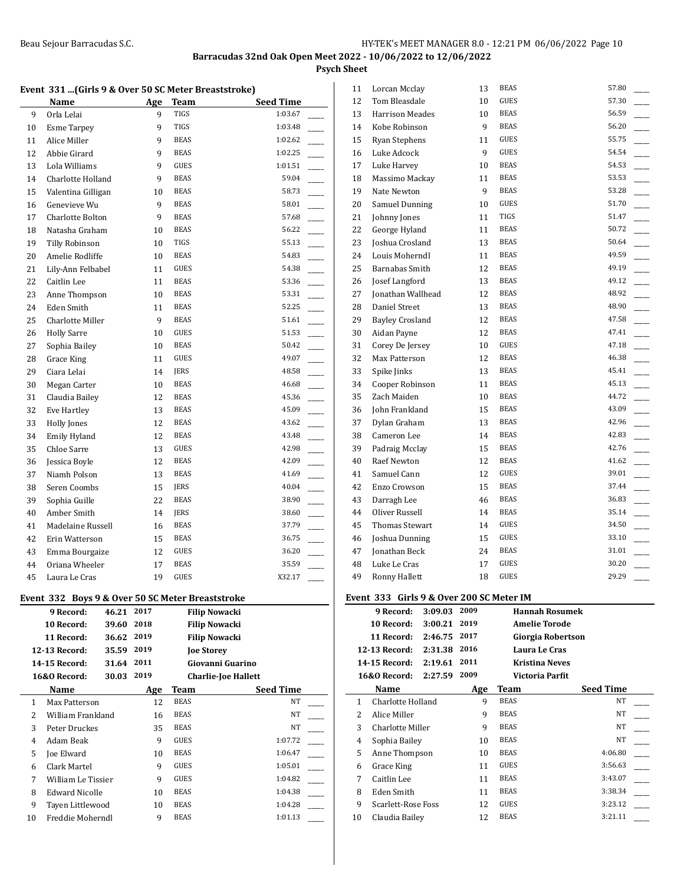Barracudas 32nd Oak Open Meet 2022 - 10/06/2022 to 12/06/2022

Psych Sheet

## Event 331 ...(Girls 9 & Over 50 SC Meter Breaststroke)

| | Name | Age | Team | Seed Time | |
|---|---|---|---|---|---|
| 9 | Orla Lelai | 9 | TIGS | 1:03.67 | ____ |
| 10 | Esme Tarpey | 9 | TIGS | 1:03.48 | ____ |
| 11 | Alice Miller | 9 | BEAS | 1:02.62 | ____ |
| 12 | Abbie Girard | 9 | BEAS | 1:02.25 | ____ |
| 13 | Lola Williams | 9 | GUES | 1:01.51 | ____ |
| 14 | Charlotte Holland | 9 | BEAS | 59.04 | ____ |
| 15 | Valentina Gilligan | 10 | BEAS | 58.73 | ____ |
| 16 | Genevieve Wu | 9 | BEAS | 58.01 | ____ |
| 17 | Charlotte Bolton | 9 | BEAS | 57.68 | ____ |
| 18 | Natasha Graham | 10 | BEAS | 56.22 | ____ |
| 19 | Tilly Robinson | 10 | TIGS | 55.13 | ____ |
| 20 | Amelie Rodliffe | 10 | BEAS | 54.83 | ____ |
| 21 | Lily-Ann Felbabel | 11 | GUES | 54.38 | ____ |
| 22 | Caitlin Lee | 11 | BEAS | 53.36 | ____ |
| 23 | Anne Thompson | 10 | BEAS | 53.31 | ____ |
| 24 | Eden Smith | 11 | BEAS | 52.25 | ____ |
| 25 | Charlotte Miller | 9 | BEAS | 51.61 | ____ |
| 26 | Holly Sarre | 10 | GUES | 51.53 | ____ |
| 27 | Sophia Bailey | 10 | BEAS | 50.42 | ____ |
| 28 | Grace King | 11 | GUES | 49.07 | ____ |
| 29 | Ciara Lelai | 14 | JERS | 48.58 | ____ |
| 30 | Megan Carter | 10 | BEAS | 46.68 | ____ |
| 31 | Claudia Bailey | 12 | BEAS | 45.36 | ____ |
| 32 | Eve Hartley | 13 | BEAS | 45.09 | ____ |
| 33 | Holly Jones | 12 | BEAS | 43.62 | ____ |
| 34 | Emily Hyland | 12 | BEAS | 43.48 | ____ |
| 35 | Chloe Sarre | 13 | GUES | 42.98 | ____ |
| 36 | Jessica Boyle | 12 | BEAS | 42.09 | ____ |
| 37 | Niamh Polson | 13 | BEAS | 41.69 | ____ |
| 38 | Seren Coombs | 15 | JERS | 40.04 | ____ |
| 39 | Sophia Guille | 22 | BEAS | 38.90 | ____ |
| 40 | Amber Smith | 14 | JERS | 38.60 | ____ |
| 41 | Madelaine Russell | 16 | BEAS | 37.79 | ____ |
| 42 | Erin Watterson | 15 | BEAS | 36.75 | ____ |
| 43 | Emma Bourgaize | 12 | GUES | 36.20 | ____ |
| 44 | Oriana Wheeler | 17 | BEAS | 35.59 | ____ |
| 45 | Laura Le Cras | 19 | GUES | X32.17 | ____ |

## Event 332 Boys 9 & Over 50 SC Meter Breaststroke

| Record | Time | Year | Holder |
|---|---|---|---|
| 9 Record: | 46.21 | 2017 | Filip Nowacki |
| 10 Record: | 39.60 | 2018 | Filip Nowacki |
| 11 Record: | 36.62 | 2019 | Filip Nowacki |
| 12-13 Record: | 35.59 | 2019 | Joe Storey |
| 14-15 Record: | 31.64 | 2011 | Giovanni Guarino |
| 16&O Record: | 30.03 | 2019 | Charlie-Joe Hallett |

| | Name | Age | Team | Seed Time | |
|---|---|---|---|---|---|
| 1 | Max Patterson | 12 | BEAS | NT | ____ |
| 2 | William Frankland | 16 | BEAS | NT | ____ |
| 3 | Peter Druckes | 35 | BEAS | NT | ____ |
| 4 | Adam Beak | 9 | GUES | 1:07.72 | ____ |
| 5 | Joe Elward | 10 | BEAS | 1:06.47 | ____ |
| 6 | Clark Martel | 9 | GUES | 1:05.01 | ____ |
| 7 | William Le Tissier | 9 | GUES | 1:04.82 | ____ |
| 8 | Edward Nicolle | 10 | BEAS | 1:04.38 | ____ |
| 9 | Tayen Littlewood | 10 | BEAS | 1:04.28 | ____ |
| 10 | Freddie Moherndl | 9 | BEAS | 1:01.13 | ____ |
| 11 | Lorcan Mcclay | 13 | BEAS | 57.80 | ____ |
| 12 | Tom Bleasdale | 10 | GUES | 57.30 | ____ |
| 13 | Harrison Meades | 10 | BEAS | 56.59 | ____ |
| 14 | Kobe Robinson | 9 | BEAS | 56.20 | ____ |
| 15 | Ryan Stephens | 11 | GUES | 55.75 | ____ |
| 16 | Luke Adcock | 9 | GUES | 54.54 | ____ |
| 17 | Luke Harvey | 10 | BEAS | 54.53 | ____ |
| 18 | Massimo Mackay | 11 | BEAS | 53.53 | ____ |
| 19 | Nate Newton | 9 | BEAS | 53.28 | ____ |
| 20 | Samuel Dunning | 10 | GUES | 51.70 | ____ |
| 21 | Johnny Jones | 11 | TIGS | 51.47 | ____ |
| 22 | George Hyland | 11 | BEAS | 50.72 | ____ |
| 23 | Joshua Crosland | 13 | BEAS | 50.64 | ____ |
| 24 | Louis Moherndl | 11 | BEAS | 49.59 | ____ |
| 25 | Barnabas Smith | 12 | BEAS | 49.19 | ____ |
| 26 | Josef Langford | 13 | BEAS | 49.12 | ____ |
| 27 | Jonathan Wallhead | 12 | BEAS | 48.92 | ____ |
| 28 | Daniel Street | 13 | BEAS | 48.90 | ____ |
| 29 | Bayley Crosland | 12 | BEAS | 47.58 | ____ |
| 30 | Aidan Payne | 12 | BEAS | 47.41 | ____ |
| 31 | Corey De Jersey | 10 | GUES | 47.18 | ____ |
| 32 | Max Patterson | 12 | BEAS | 46.38 | ____ |
| 33 | Spike Jinks | 13 | BEAS | 45.41 | ____ |
| 34 | Cooper Robinson | 11 | BEAS | 45.13 | ____ |
| 35 | Zach Maiden | 10 | BEAS | 44.72 | ____ |
| 36 | John Frankland | 15 | BEAS | 43.09 | ____ |
| 37 | Dylan Graham | 13 | BEAS | 42.96 | ____ |
| 38 | Cameron Lee | 14 | BEAS | 42.83 | ____ |
| 39 | Padraig Mcclay | 15 | BEAS | 42.76 | ____ |
| 40 | Raef Newton | 12 | BEAS | 41.62 | ____ |
| 41 | Samuel Cann | 12 | GUES | 39.01 | ____ |
| 42 | Enzo Crowson | 15 | BEAS | 37.44 | ____ |
| 43 | Darragh Lee | 46 | BEAS | 36.83 | ____ |
| 44 | Oliver Russell | 14 | BEAS | 35.14 | ____ |
| 45 | Thomas Stewart | 14 | GUES | 34.50 | ____ |
| 46 | Joshua Dunning | 15 | GUES | 33.10 | ____ |
| 47 | Jonathan Beck | 24 | BEAS | 31.01 | ____ |
| 48 | Luke Le Cras | 17 | GUES | 30.20 | ____ |
| 49 | Ronny Hallett | 18 | GUES | 29.29 | ____ |

## Event 333 Girls 9 & Over 200 SC Meter IM

| Record | Time | Year | Holder |
|---|---|---|---|
| 9 Record: | 3:09.03 | 2009 | Hannah Rosumek |
| 10 Record: | 3:00.21 | 2019 | Amelie Torode |
| 11 Record: | 2:46.75 | 2017 | Giorgia Robertson |
| 12-13 Record: | 2:31.38 | 2016 | Laura Le Cras |
| 14-15 Record: | 2:19.61 | 2011 | Kristina Neves |
| 16&O Record: | 2:27.59 | 2009 | Victoria Parfit |

| | Name | Age | Team | Seed Time | |
|---|---|---|---|---|---|
| 1 | Charlotte Holland | 9 | BEAS | NT | ____ |
| 2 | Alice Miller | 9 | BEAS | NT | ____ |
| 3 | Charlotte Miller | 9 | BEAS | NT | ____ |
| 4 | Sophia Bailey | 10 | BEAS | NT | ____ |
| 5 | Anne Thompson | 10 | BEAS | 4:06.80 | ____ |
| 6 | Grace King | 11 | GUES | 3:56.63 | ____ |
| 7 | Caitlin Lee | 11 | BEAS | 3:43.07 | ____ |
| 8 | Eden Smith | 11 | BEAS | 3:38.34 | ____ |
| 9 | Scarlett-Rose Foss | 12 | GUES | 3:23.12 | ____ |
| 10 | Claudia Bailey | 12 | BEAS | 3:21.11 | ____ |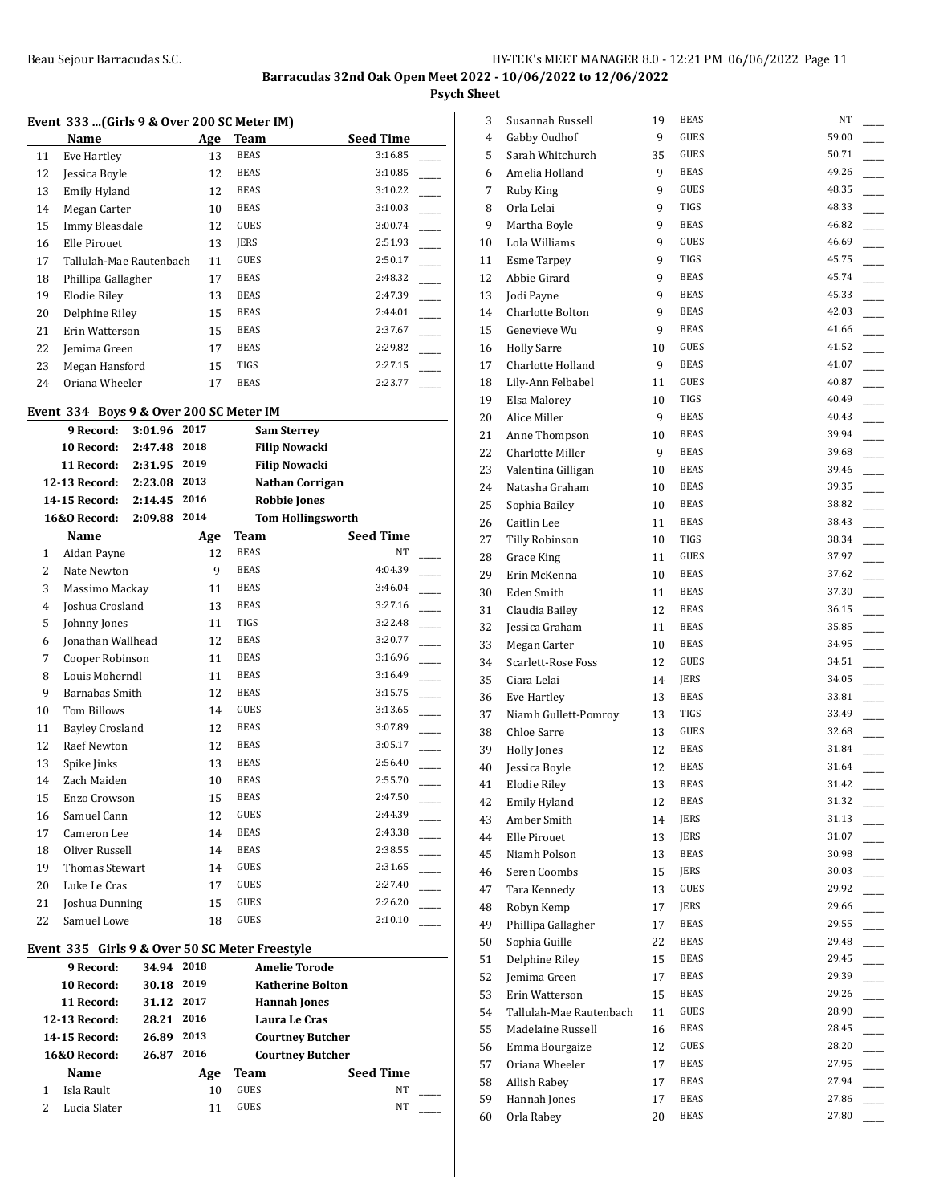Barracudas 32nd Oak Open Meet 2022 - 10/06/2022 to 12/06/2022

**Psych Sheet**

### Event 333 ...(Girls 9 & Over 200 SC Meter IM)

| | Name | Age | Team | Seed Time | |
|---|---|---|---|---|---|
| 11 | Eve Hartley | 13 | BEAS | 3:16.85 | ____ |
| 12 | Jessica Boyle | 12 | BEAS | 3:10.85 | ____ |
| 13 | Emily Hyland | 12 | BEAS | 3:10.22 | ____ |
| 14 | Megan Carter | 10 | BEAS | 3:10.03 | ____ |
| 15 | Immy Bleasdale | 12 | GUES | 3:00.74 | ____ |
| 16 | Elle Pirouet | 13 | JERS | 2:51.93 | ____ |
| 17 | Tallulah-Mae Rautenbach | 11 | GUES | 2:50.17 | ____ |
| 18 | Phillipa Gallagher | 17 | BEAS | 2:48.32 | ____ |
| 19 | Elodie Riley | 13 | BEAS | 2:47.39 | ____ |
| 20 | Delphine Riley | 15 | BEAS | 2:44.01 | ____ |
| 21 | Erin Watterson | 15 | BEAS | 2:37.67 | ____ |
| 22 | Jemima Green | 17 | BEAS | 2:29.82 | ____ |
| 23 | Megan Hansford | 15 | TIGS | 2:27.15 | ____ |
| 24 | Oriana Wheeler | 17 | BEAS | 2:23.77 | ____ |

### Event 334 Boys 9 & Over 200 SC Meter IM

| Record | Time | Year | Holder |
|---|---|---|---|
| 9 Record: | 3:01.96 | 2017 | Sam Sterrey |
| 10 Record: | 2:47.48 | 2018 | Filip Nowacki |
| 11 Record: | 2:31.95 | 2019 | Filip Nowacki |
| 12-13 Record: | 2:23.08 | 2013 | Nathan Corrigan |
| 14-15 Record: | 2:14.45 | 2016 | Robbie Jones |
| 16&O Record: | 2:09.88 | 2014 | Tom Hollingsworth |

| | Name | Age | Team | Seed Time | |
|---|---|---|---|---|---|
| 1 | Aidan Payne | 12 | BEAS | NT | ____ |
| 2 | Nate Newton | 9 | BEAS | 4:04.39 | ____ |
| 3 | Massimo Mackay | 11 | BEAS | 3:46.04 | ____ |
| 4 | Joshua Crosland | 13 | BEAS | 3:27.16 | ____ |
| 5 | Johnny Jones | 11 | TIGS | 3:22.48 | ____ |
| 6 | Jonathan Wallhead | 12 | BEAS | 3:20.77 | ____ |
| 7 | Cooper Robinson | 11 | BEAS | 3:16.96 | ____ |
| 8 | Louis Moherndl | 11 | BEAS | 3:16.49 | ____ |
| 9 | Barnabas Smith | 12 | BEAS | 3:15.75 | ____ |
| 10 | Tom Billows | 14 | GUES | 3:13.65 | ____ |
| 11 | Bayley Crosland | 12 | BEAS | 3:07.89 | ____ |
| 12 | Raef Newton | 12 | BEAS | 3:05.17 | ____ |
| 13 | Spike Jinks | 13 | BEAS | 2:56.40 | ____ |
| 14 | Zach Maiden | 10 | BEAS | 2:55.70 | ____ |
| 15 | Enzo Crowson | 15 | BEAS | 2:47.50 | ____ |
| 16 | Samuel Cann | 12 | GUES | 2:44.39 | ____ |
| 17 | Cameron Lee | 14 | BEAS | 2:43.38 | ____ |
| 18 | Oliver Russell | 14 | BEAS | 2:38.55 | ____ |
| 19 | Thomas Stewart | 14 | GUES | 2:31.65 | ____ |
| 20 | Luke Le Cras | 17 | GUES | 2:27.40 | ____ |
| 21 | Joshua Dunning | 15 | GUES | 2:26.20 | ____ |
| 22 | Samuel Lowe | 18 | GUES | 2:10.10 | ____ |

### Event 335 Girls 9 & Over 50 SC Meter Freestyle

| Record | Time | Year | Holder |
|---|---|---|---|
| 9 Record: | 34.94 | 2018 | Amelie Torode |
| 10 Record: | 30.18 | 2019 | Katherine Bolton |
| 11 Record: | 31.12 | 2017 | Hannah Jones |
| 12-13 Record: | 28.21 | 2016 | Laura Le Cras |
| 14-15 Record: | 26.89 | 2013 | Courtney Butcher |
| 16&O Record: | 26.87 | 2016 | Courtney Butcher |

| | Name | Age | Team | Seed Time | |
|---|---|---|---|---|---|
| 1 | Isla Rault | 10 | GUES | NT | ____ |
| 2 | Lucia Slater | 11 | GUES | NT | ____ |
| 3 | Susannah Russell | 19 | BEAS | NT | ____ |
| 4 | Gabby Oudhof | 9 | GUES | 59.00 | ____ |
| 5 | Sarah Whitchurch | 35 | GUES | 50.71 | ____ |
| 6 | Amelia Holland | 9 | BEAS | 49.26 | ____ |
| 7 | Ruby King | 9 | GUES | 48.35 | ____ |
| 8 | Orla Lelai | 9 | TIGS | 48.33 | ____ |
| 9 | Martha Boyle | 9 | BEAS | 46.82 | ____ |
| 10 | Lola Williams | 9 | GUES | 46.69 | ____ |
| 11 | Esme Tarpey | 9 | TIGS | 45.75 | ____ |
| 12 | Abbie Girard | 9 | BEAS | 45.74 | ____ |
| 13 | Jodi Payne | 9 | BEAS | 45.33 | ____ |
| 14 | Charlotte Bolton | 9 | BEAS | 42.03 | ____ |
| 15 | Genevieve Wu | 9 | BEAS | 41.66 | ____ |
| 16 | Holly Sarre | 10 | GUES | 41.52 | ____ |
| 17 | Charlotte Holland | 9 | BEAS | 41.07 | ____ |
| 18 | Lily-Ann Felbabel | 11 | GUES | 40.87 | ____ |
| 19 | Elsa Malorey | 10 | TIGS | 40.49 | ____ |
| 20 | Alice Miller | 9 | BEAS | 40.43 | ____ |
| 21 | Anne Thompson | 10 | BEAS | 39.94 | ____ |
| 22 | Charlotte Miller | 9 | BEAS | 39.68 | ____ |
| 23 | Valentina Gilligan | 10 | BEAS | 39.46 | ____ |
| 24 | Natasha Graham | 10 | BEAS | 39.35 | ____ |
| 25 | Sophia Bailey | 10 | BEAS | 38.82 | ____ |
| 26 | Caitlin Lee | 11 | BEAS | 38.43 | ____ |
| 27 | Tilly Robinson | 10 | TIGS | 38.34 | ____ |
| 28 | Grace King | 11 | GUES | 37.97 | ____ |
| 29 | Erin McKenna | 10 | BEAS | 37.62 | ____ |
| 30 | Eden Smith | 11 | BEAS | 37.30 | ____ |
| 31 | Claudia Bailey | 12 | BEAS | 36.15 | ____ |
| 32 | Jessica Graham | 11 | BEAS | 35.85 | ____ |
| 33 | Megan Carter | 10 | BEAS | 34.95 | ____ |
| 34 | Scarlett-Rose Foss | 12 | GUES | 34.51 | ____ |
| 35 | Ciara Lelai | 14 | JERS | 34.05 | ____ |
| 36 | Eve Hartley | 13 | BEAS | 33.81 | ____ |
| 37 | Niamh Gullett-Pomroy | 13 | TIGS | 33.49 | ____ |
| 38 | Chloe Sarre | 13 | GUES | 32.68 | ____ |
| 39 | Holly Jones | 12 | BEAS | 31.84 | ____ |
| 40 | Jessica Boyle | 12 | BEAS | 31.64 | ____ |
| 41 | Elodie Riley | 13 | BEAS | 31.42 | ____ |
| 42 | Emily Hyland | 12 | BEAS | 31.32 | ____ |
| 43 | Amber Smith | 14 | JERS | 31.13 | ____ |
| 44 | Elle Pirouet | 13 | JERS | 31.07 | ____ |
| 45 | Niamh Polson | 13 | BEAS | 30.98 | ____ |
| 46 | Seren Coombs | 15 | JERS | 30.03 | ____ |
| 47 | Tara Kennedy | 13 | GUES | 29.92 | ____ |
| 48 | Robyn Kemp | 17 | JERS | 29.66 | ____ |
| 49 | Phillipa Gallagher | 17 | BEAS | 29.55 | ____ |
| 50 | Sophia Guille | 22 | BEAS | 29.48 | ____ |
| 51 | Delphine Riley | 15 | BEAS | 29.45 | ____ |
| 52 | Jemima Green | 17 | BEAS | 29.39 | ____ |
| 53 | Erin Watterson | 15 | BEAS | 29.26 | ____ |
| 54 | Tallulah-Mae Rautenbach | 11 | GUES | 28.90 | ____ |
| 55 | Madelaine Russell | 16 | BEAS | 28.45 | ____ |
| 56 | Emma Bourgaize | 12 | GUES | 28.20 | ____ |
| 57 | Oriana Wheeler | 17 | BEAS | 27.95 | ____ |
| 58 | Ailish Rabey | 17 | BEAS | 27.94 | ____ |
| 59 | Hannah Jones | 17 | BEAS | 27.86 | ____ |
| 60 | Orla Rabey | 20 | BEAS | 27.80 | ____ |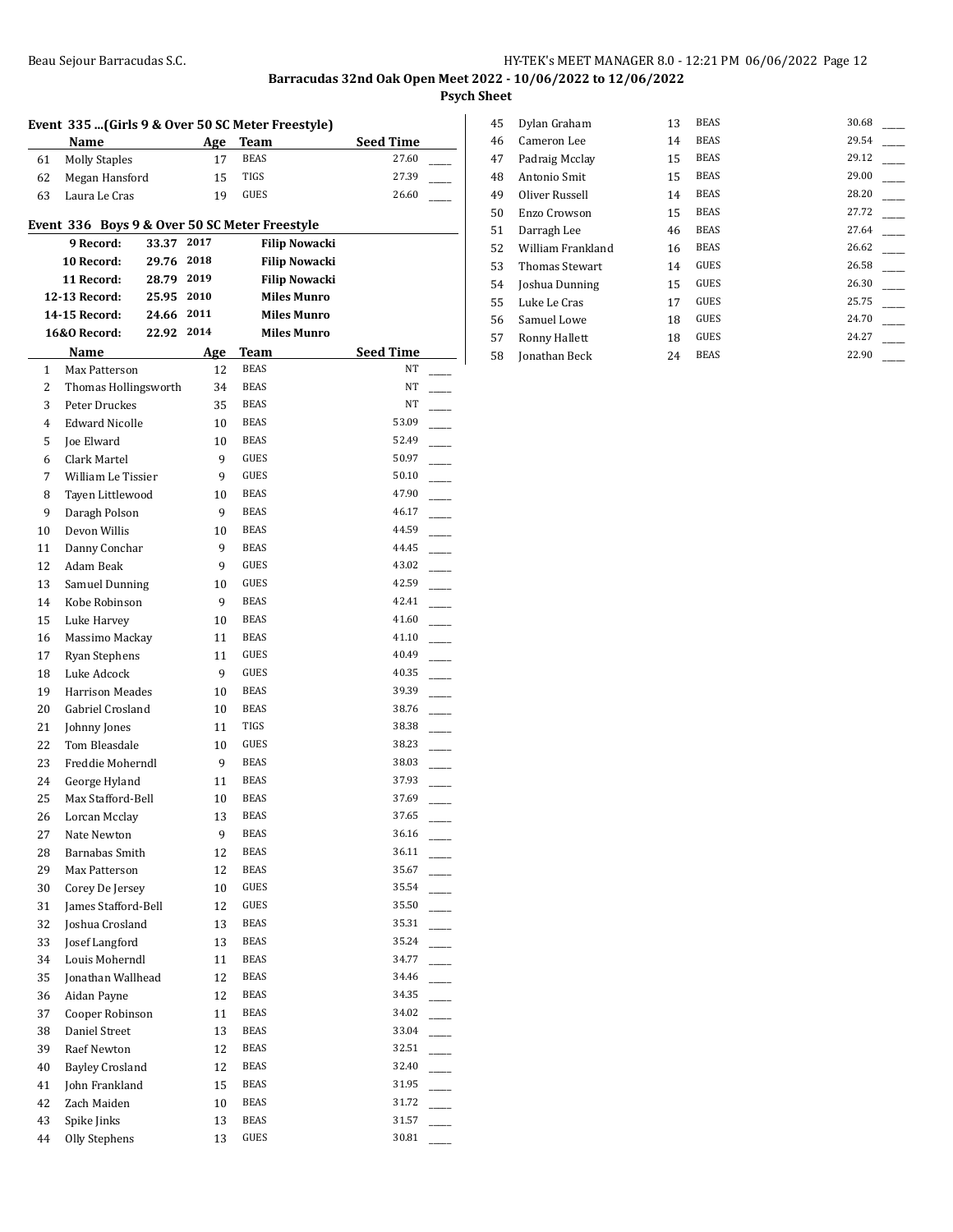Barracudas 32nd Oak Open Meet 2022 - 10/06/2022 to 12/06/2022

**Psych Sheet**

### Event 335 ...(Girls 9 & Over 50 SC Meter Freestyle)

| | Name | Age | Team | Seed Time | |
|---|---|---|---|---|---|
| 61 | Molly Staples | 17 | BEAS | 27.60 | ____ |
| 62 | Megan Hansford | 15 | TIGS | 27.39 | ____ |
| 63 | Laura Le Cras | 19 | GUES | 26.60 | ____ |

### Event 336 Boys 9 & Over 50 SC Meter Freestyle

| | | | |
|---|---|---|---|
| 9 Record: | 33.37 | 2017 | Filip Nowacki |
| 10 Record: | 29.76 | 2018 | Filip Nowacki |
| 11 Record: | 28.79 | 2019 | Filip Nowacki |
| 12-13 Record: | 25.95 | 2010 | Miles Munro |
| 14-15 Record: | 24.66 | 2011 | Miles Munro |
| 16&O Record: | 22.92 | 2014 | Miles Munro |

| | Name | Age | Team | Seed Time | |
|---|---|---|---|---|---|
| 1 | Max Patterson | 12 | BEAS | NT | ____ |
| 2 | Thomas Hollingsworth | 34 | BEAS | NT | ____ |
| 3 | Peter Druckes | 35 | BEAS | NT | ____ |
| 4 | Edward Nicolle | 10 | BEAS | 53.09 | ____ |
| 5 | Joe Elward | 10 | BEAS | 52.49 | ____ |
| 6 | Clark Martel | 9 | GUES | 50.97 | ____ |
| 7 | William Le Tissier | 9 | GUES | 50.10 | ____ |
| 8 | Tayen Littlewood | 10 | BEAS | 47.90 | ____ |
| 9 | Daragh Polson | 9 | BEAS | 46.17 | ____ |
| 10 | Devon Willis | 10 | BEAS | 44.59 | ____ |
| 11 | Danny Conchar | 9 | BEAS | 44.45 | ____ |
| 12 | Adam Beak | 9 | GUES | 43.02 | ____ |
| 13 | Samuel Dunning | 10 | GUES | 42.59 | ____ |
| 14 | Kobe Robinson | 9 | BEAS | 42.41 | ____ |
| 15 | Luke Harvey | 10 | BEAS | 41.60 | ____ |
| 16 | Massimo Mackay | 11 | BEAS | 41.10 | ____ |
| 17 | Ryan Stephens | 11 | GUES | 40.49 | ____ |
| 18 | Luke Adcock | 9 | GUES | 40.35 | ____ |
| 19 | Harrison Meades | 10 | BEAS | 39.39 | ____ |
| 20 | Gabriel Crosland | 10 | BEAS | 38.76 | ____ |
| 21 | Johnny Jones | 11 | TIGS | 38.38 | ____ |
| 22 | Tom Bleasdale | 10 | GUES | 38.23 | ____ |
| 23 | Freddie Moherndl | 9 | BEAS | 38.03 | ____ |
| 24 | George Hyland | 11 | BEAS | 37.93 | ____ |
| 25 | Max Stafford-Bell | 10 | BEAS | 37.69 | ____ |
| 26 | Lorcan Mcclay | 13 | BEAS | 37.65 | ____ |
| 27 | Nate Newton | 9 | BEAS | 36.16 | ____ |
| 28 | Barnabas Smith | 12 | BEAS | 36.11 | ____ |
| 29 | Max Patterson | 12 | BEAS | 35.67 | ____ |
| 30 | Corey De Jersey | 10 | GUES | 35.54 | ____ |
| 31 | James Stafford-Bell | 12 | GUES | 35.50 | ____ |
| 32 | Joshua Crosland | 13 | BEAS | 35.31 | ____ |
| 33 | Josef Langford | 13 | BEAS | 35.24 | ____ |
| 34 | Louis Moherndl | 11 | BEAS | 34.77 | ____ |
| 35 | Jonathan Wallhead | 12 | BEAS | 34.46 | ____ |
| 36 | Aidan Payne | 12 | BEAS | 34.35 | ____ |
| 37 | Cooper Robinson | 11 | BEAS | 34.02 | ____ |
| 38 | Daniel Street | 13 | BEAS | 33.04 | ____ |
| 39 | Raef Newton | 12 | BEAS | 32.51 | ____ |
| 40 | Bayley Crosland | 12 | BEAS | 32.40 | ____ |
| 41 | John Frankland | 15 | BEAS | 31.95 | ____ |
| 42 | Zach Maiden | 10 | BEAS | 31.72 | ____ |
| 43 | Spike Jinks | 13 | BEAS | 31.57 | ____ |
| 44 | Olly Stephens | 13 | GUES | 30.81 | ____ |
| 45 | Dylan Graham | 13 | BEAS | 30.68 | ____ |
| 46 | Cameron Lee | 14 | BEAS | 29.54 | ____ |
| 47 | Padraig Mcclay | 15 | BEAS | 29.12 | ____ |
| 48 | Antonio Smit | 15 | BEAS | 29.00 | ____ |
| 49 | Oliver Russell | 14 | BEAS | 28.20 | ____ |
| 50 | Enzo Crowson | 15 | BEAS | 27.72 | ____ |
| 51 | Darragh Lee | 46 | BEAS | 27.64 | ____ |
| 52 | William Frankland | 16 | BEAS | 26.62 | ____ |
| 53 | Thomas Stewart | 14 | GUES | 26.58 | ____ |
| 54 | Joshua Dunning | 15 | GUES | 26.30 | ____ |
| 55 | Luke Le Cras | 17 | GUES | 25.75 | ____ |
| 56 | Samuel Lowe | 18 | GUES | 24.70 | ____ |
| 57 | Ronny Hallett | 18 | GUES | 24.27 | ____ |
| 58 | Jonathan Beck | 24 | BEAS | 22.90 | ____ |